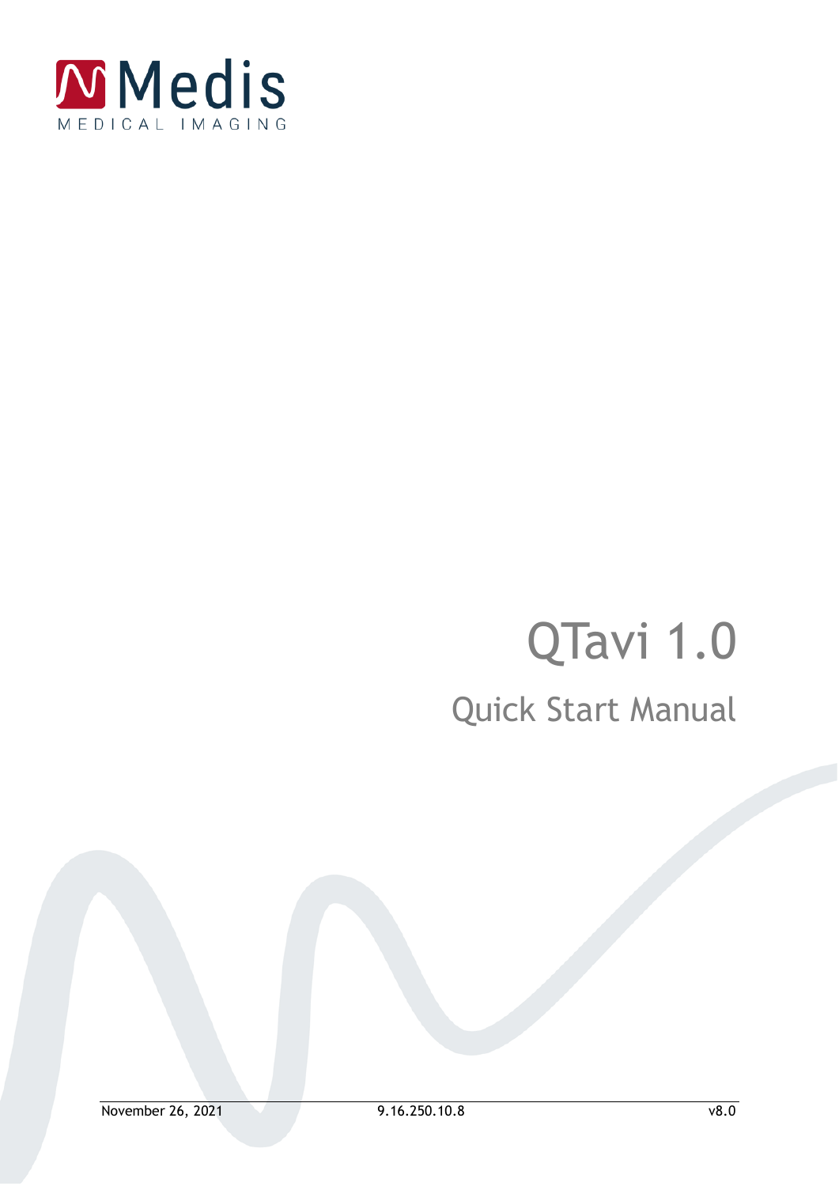Medis
MEDICAL IMAGING

# QTavi 1.0

## Quick Start Manual

November 26, 2021 9.16.250.10.8 v8.0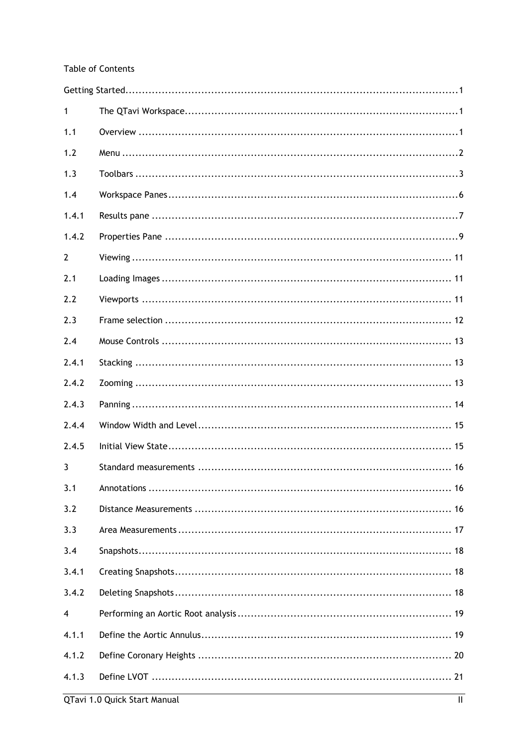Table of Contents

| | | |
|---|---|---|
| Getting Started | | 1 |
| 1 | The QTavi Workspace | 1 |
| 1.1 | Overview | 1 |
| 1.2 | Menu | 2 |
| 1.3 | Toolbars | 3 |
| 1.4 | Workspace Panes | 6 |
| 1.4.1 | Results pane | 7 |
| 1.4.2 | Properties Pane | 9 |
| 2 | Viewing | 11 |
| 2.1 | Loading Images | 11 |
| 2.2 | Viewports | 11 |
| 2.3 | Frame selection | 12 |
| 2.4 | Mouse Controls | 13 |
| 2.4.1 | Stacking | 13 |
| 2.4.2 | Zooming | 13 |
| 2.4.3 | Panning | 14 |
| 2.4.4 | Window Width and Level | 15 |
| 2.4.5 | Initial View State | 15 |
| 3 | Standard measurements | 16 |
| 3.1 | Annotations | 16 |
| 3.2 | Distance Measurements | 16 |
| 3.3 | Area Measurements | 17 |
| 3.4 | Snapshots | 18 |
| 3.4.1 | Creating Snapshots | 18 |
| 3.4.2 | Deleting Snapshots | 18 |
| 4 | Performing an Aortic Root analysis | 19 |
| 4.1.1 | Define the Aortic Annulus | 19 |
| 4.1.2 | Define Coronary Heights | 20 |
| 4.1.3 | Define LVOT | 21 |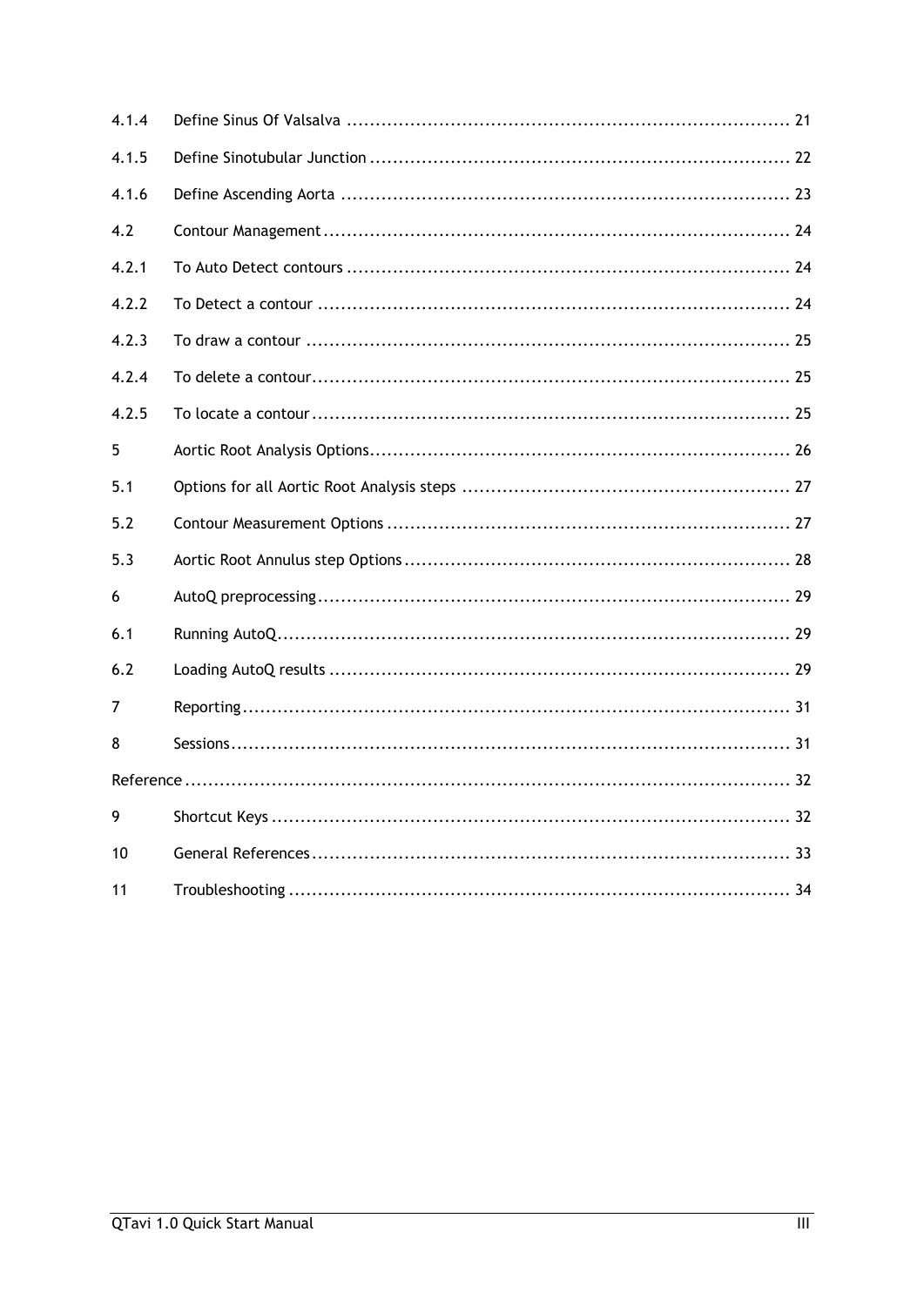| | | |
|---|---|---|
| 4.1.4 | Define Sinus Of Valsalva | 21 |
| 4.1.5 | Define Sinotubular Junction | 22 |
| 4.1.6 | Define Ascending Aorta | 23 |
| 4.2 | Contour Management | 24 |
| 4.2.1 | To Auto Detect contours | 24 |
| 4.2.2 | To Detect a contour | 24 |
| 4.2.3 | To draw a contour | 25 |
| 4.2.4 | To delete a contour | 25 |
| 4.2.5 | To locate a contour | 25 |
| 5 | Aortic Root Analysis Options | 26 |
| 5.1 | Options for all Aortic Root Analysis steps | 27 |
| 5.2 | Contour Measurement Options | 27 |
| 5.3 | Aortic Root Annulus step Options | 28 |
| 6 | AutoQ preprocessing | 29 |
| 6.1 | Running AutoQ | 29 |
| 6.2 | Loading AutoQ results | 29 |
| 7 | Reporting | 31 |
| 8 | Sessions | 31 |
| Reference | | 32 |
| 9 | Shortcut Keys | 32 |
| 10 | General References | 33 |
| 11 | Troubleshooting | 34 |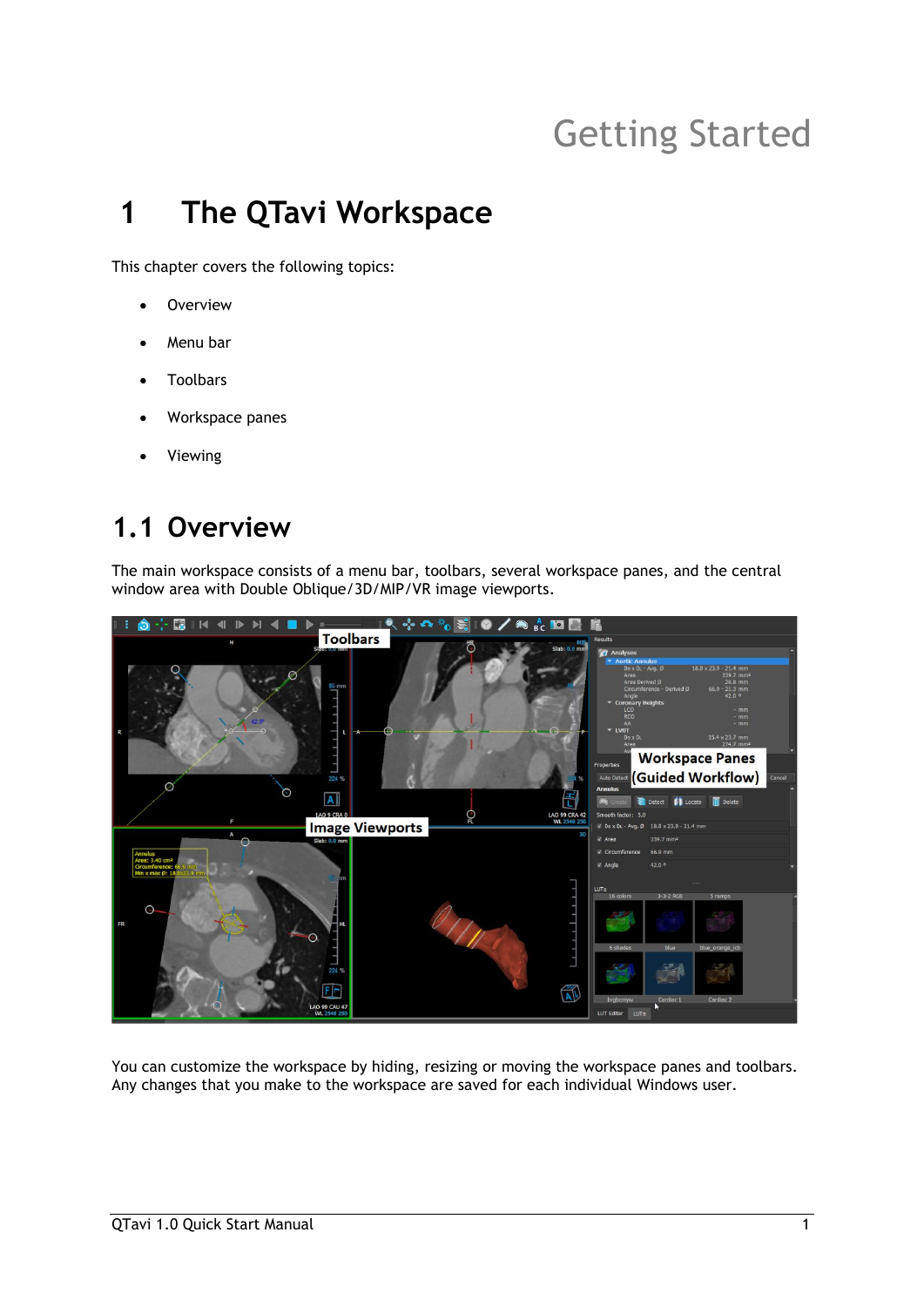# 1 The QTavi Workspace

This chapter covers the following topics:

- Overview
- Menu bar
- Toolbars
- Workspace panes
- Viewing

## 1.1 Overview

The main workspace consists of a menu bar, toolbars, several workspace panes, and the central window area with Double Oblique/3D/MIP/VR image viewports.

You can customize the workspace by hiding, resizing or moving the workspace panes and toolbars. Any changes that you make to the workspace are saved for each individual Windows user.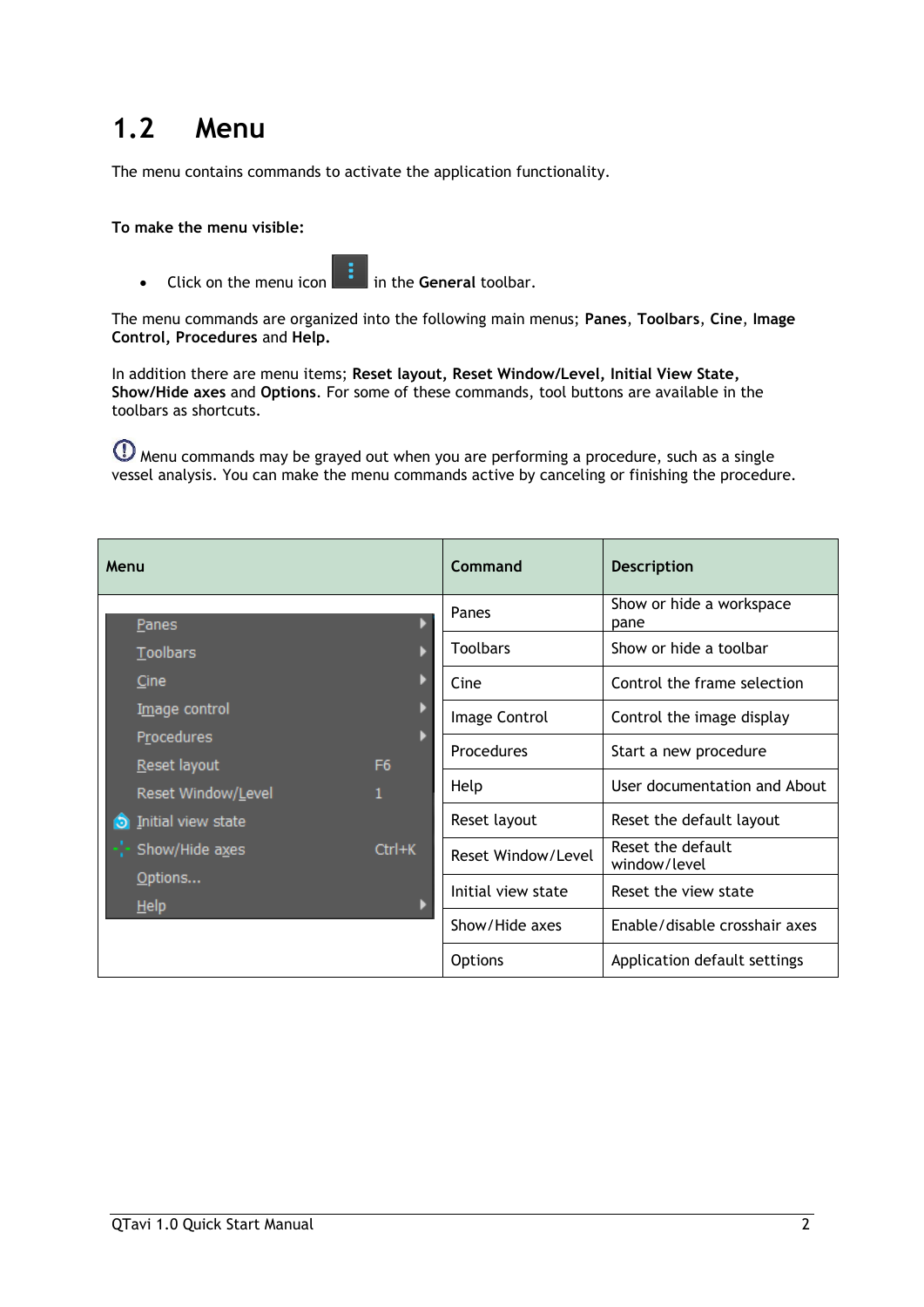## 1.2 Menu

The menu contains commands to activate the application functionality.

**To make the menu visible:**

- Click on the menu icon in the **General** toolbar.

The menu commands are organized into the following main menus; **Panes**, **Toolbars**, **Cine**, **Image Control**, **Procedures** and **Help.**

In addition there are menu items; **Reset layout, Reset Window/Level, Initial View State, Show/Hide axes** and **Options**. For some of these commands, tool buttons are available in the toolbars as shortcuts.

Menu commands may be grayed out when you are performing a procedure, such as a single vessel analysis. You can make the menu commands active by canceling or finishing the procedure.

| Menu | Command | Description |
|---|---|---|
| Panes | Panes | Show or hide a workspace pane |
| Toolbars | Toolbars | Show or hide a toolbar |
| Cine | Cine | Control the frame selection |
| Image control | Image Control | Control the image display |
| Procedures | Procedures | Start a new procedure |
| Reset layout F6 | Help | User documentation and About |
| Reset Window/Level 1 | Reset layout | Reset the default layout |
| Initial view state | Reset Window/Level | Reset the default window/level |
| Show/Hide axes Ctrl+K | Initial view state | Reset the view state |
| Options... | Show/Hide axes | Enable/disable crosshair axes |
| Help | Options | Application default settings |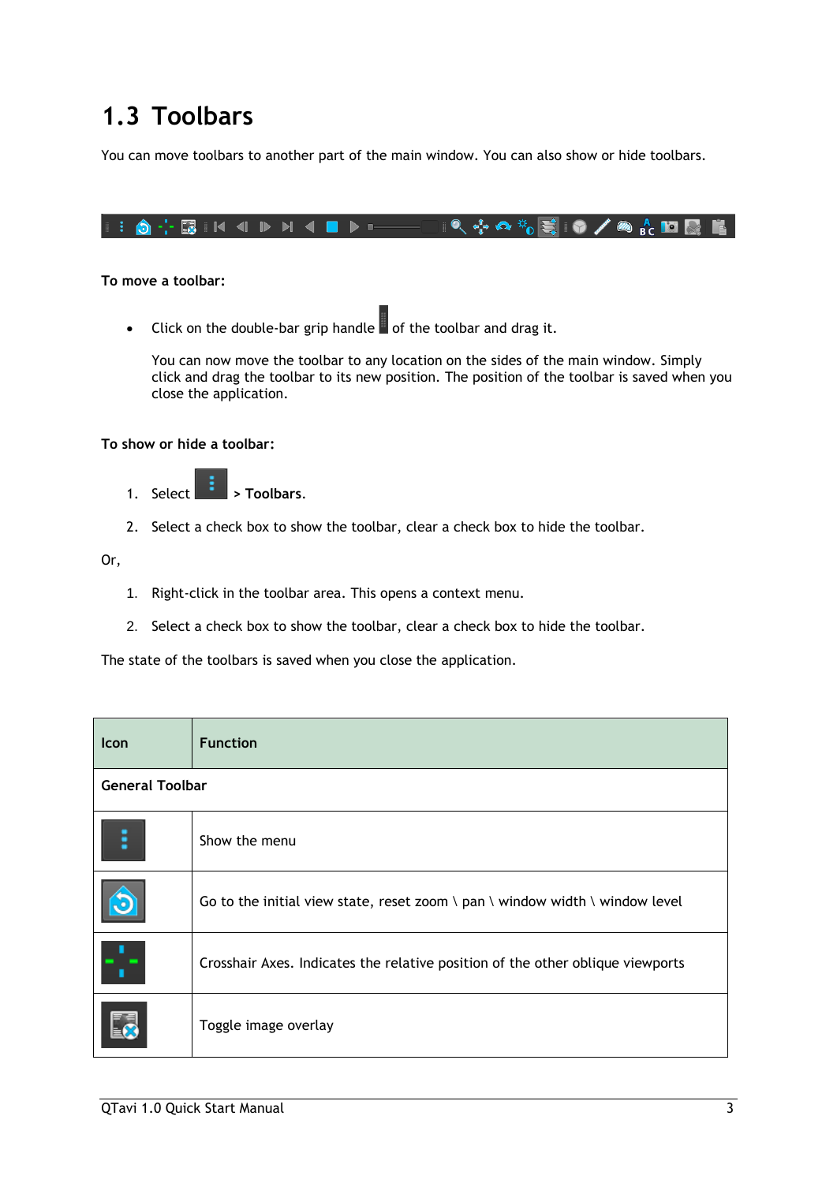## 1.3 Toolbars

You can move toolbars to another part of the main window. You can also show or hide toolbars.

**To move a toolbar:**

- Click on the double-bar grip handle of the toolbar and drag it.

  You can now move the toolbar to any location on the sides of the main window. Simply click and drag the toolbar to its new position. The position of the toolbar is saved when you close the application.

**To show or hide a toolbar:**

1. Select  > **Toolbars**.
2. Select a check box to show the toolbar, clear a check box to hide the toolbar.

Or,

1. Right-click in the toolbar area. This opens a context menu.
2. Select a check box to show the toolbar, clear a check box to hide the toolbar.

The state of the toolbars is saved when you close the application.

| Icon | Function |
|---|---|
| **General Toolbar** | |
| | Show the menu |
| | Go to the initial view state, reset zoom \ pan \ window width \ window level |
| | Crosshair Axes. Indicates the relative position of the other oblique viewports |
| | Toggle image overlay |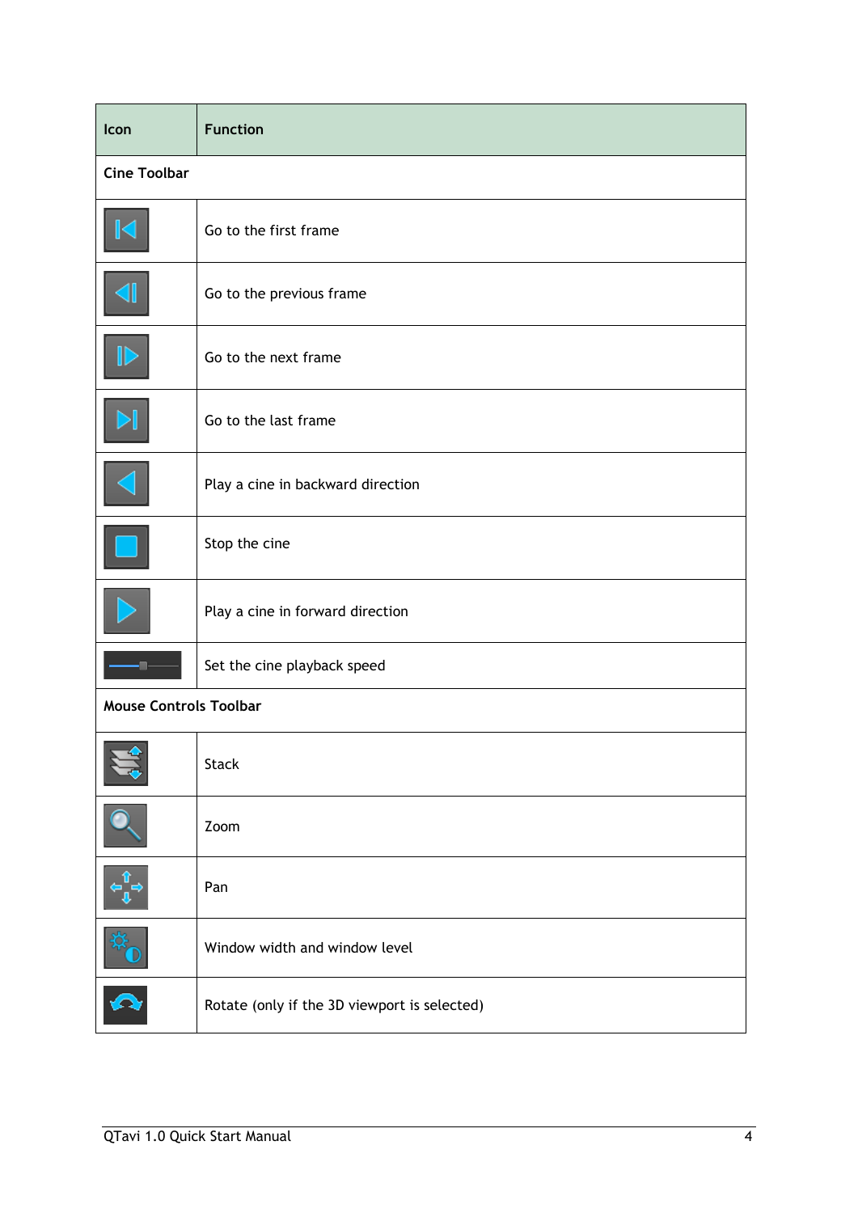| Icon | Function |
|---|---|
| **Cine Toolbar** | |
| | Go to the first frame |
| | Go to the previous frame |
| | Go to the next frame |
| | Go to the last frame |
| | Play a cine in backward direction |
| | Stop the cine |
| | Play a cine in forward direction |
| | Set the cine playback speed |
| **Mouse Controls Toolbar** | |
| | Stack |
| | Zoom |
| | Pan |
| | Window width and window level |
| | Rotate (only if the 3D viewport is selected) |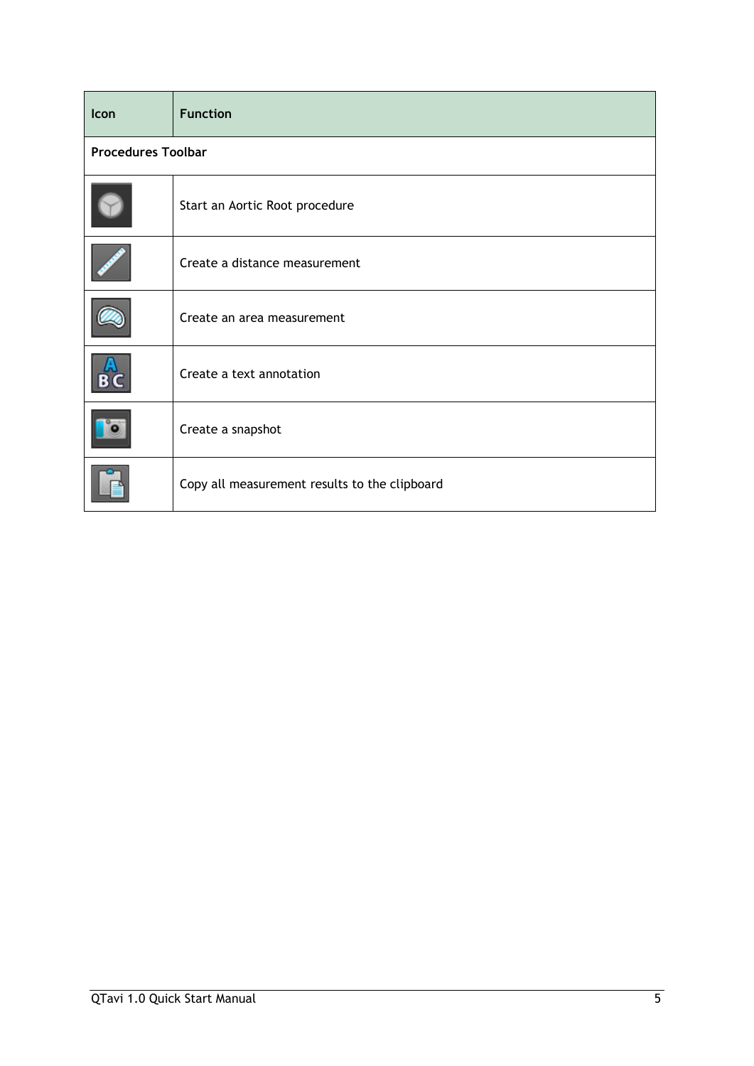| Icon | Function |
|---|---|
| **Procedures Toolbar** | |
| | Start an Aortic Root procedure |
| | Create a distance measurement |
| | Create an area measurement |
| | Create a text annotation |
| | Create a snapshot |
| | Copy all measurement results to the clipboard |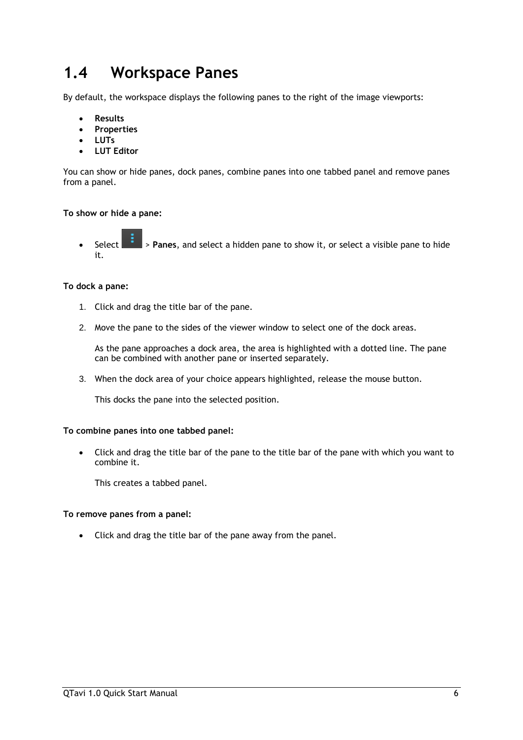## 1.4 Workspace Panes

By default, the workspace displays the following panes to the right of the image viewports:

- **Results**
- **Properties**
- **LUTs**
- **LUT Editor**

You can show or hide panes, dock panes, combine panes into one tabbed panel and remove panes from a panel.

**To show or hide a pane:**

- Select ⋮ > **Panes**, and select a hidden pane to show it, or select a visible pane to hide it.

**To dock a pane:**

1. Click and drag the title bar of the pane.
2. Move the pane to the sides of the viewer window to select one of the dock areas.

   As the pane approaches a dock area, the area is highlighted with a dotted line. The pane can be combined with another pane or inserted separately.

3. When the dock area of your choice appears highlighted, release the mouse button.

   This docks the pane into the selected position.

**To combine panes into one tabbed panel:**

- Click and drag the title bar of the pane to the title bar of the pane with which you want to combine it.

  This creates a tabbed panel.

**To remove panes from a panel:**

- Click and drag the title bar of the pane away from the panel.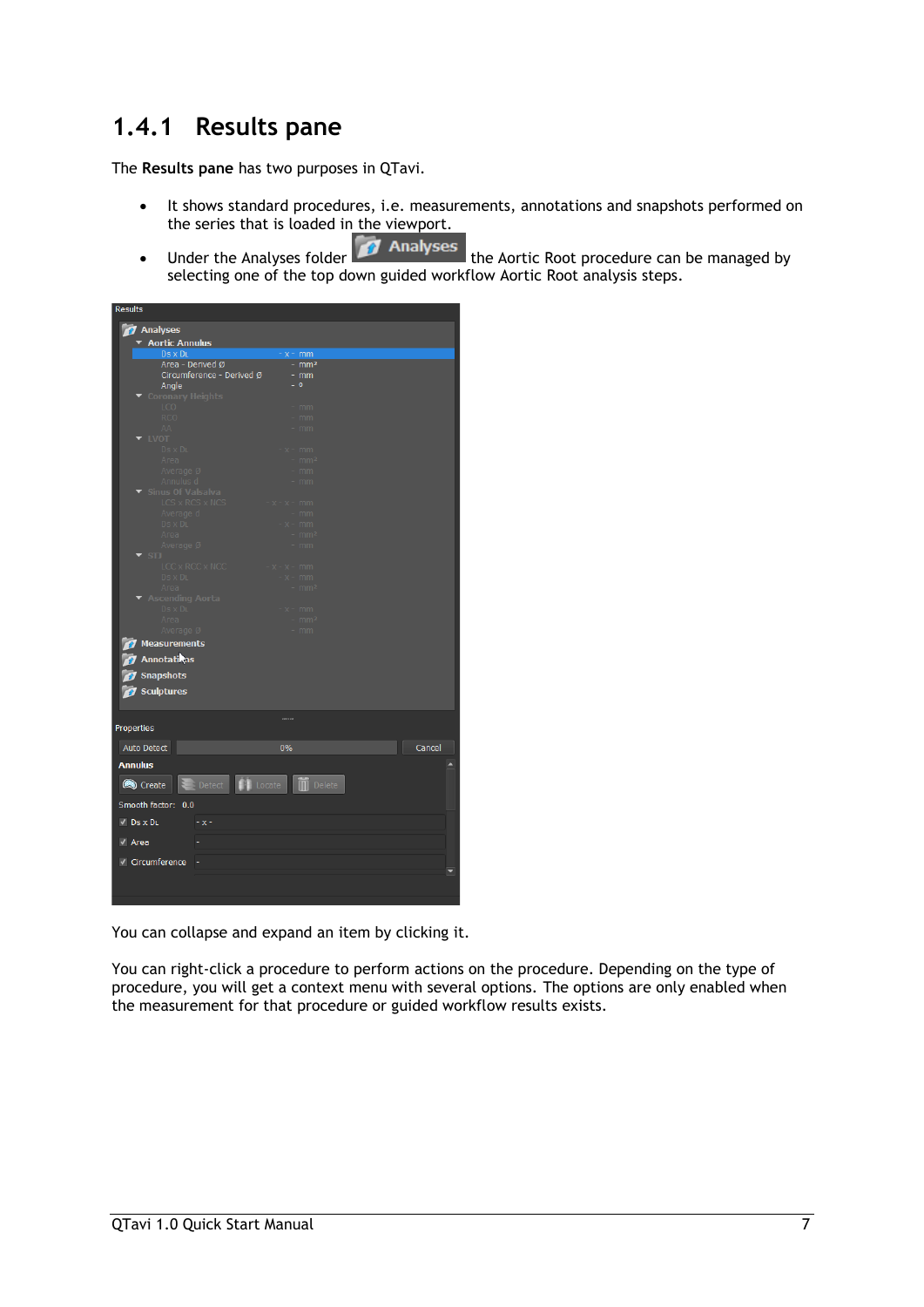## 1.4.1 Results pane

The **Results pane** has two purposes in QTavi.

- It shows standard procedures, i.e. measurements, annotations and snapshots performed on the series that is loaded in the viewport.
- Under the Analyses folder **Analyses** the Aortic Root procedure can be managed by selecting one of the top down guided workflow Aortic Root analysis steps.

You can collapse and expand an item by clicking it.

You can right-click a procedure to perform actions on the procedure. Depending on the type of procedure, you will get a context menu with several options. The options are only enabled when the measurement for that procedure or guided workflow results exists.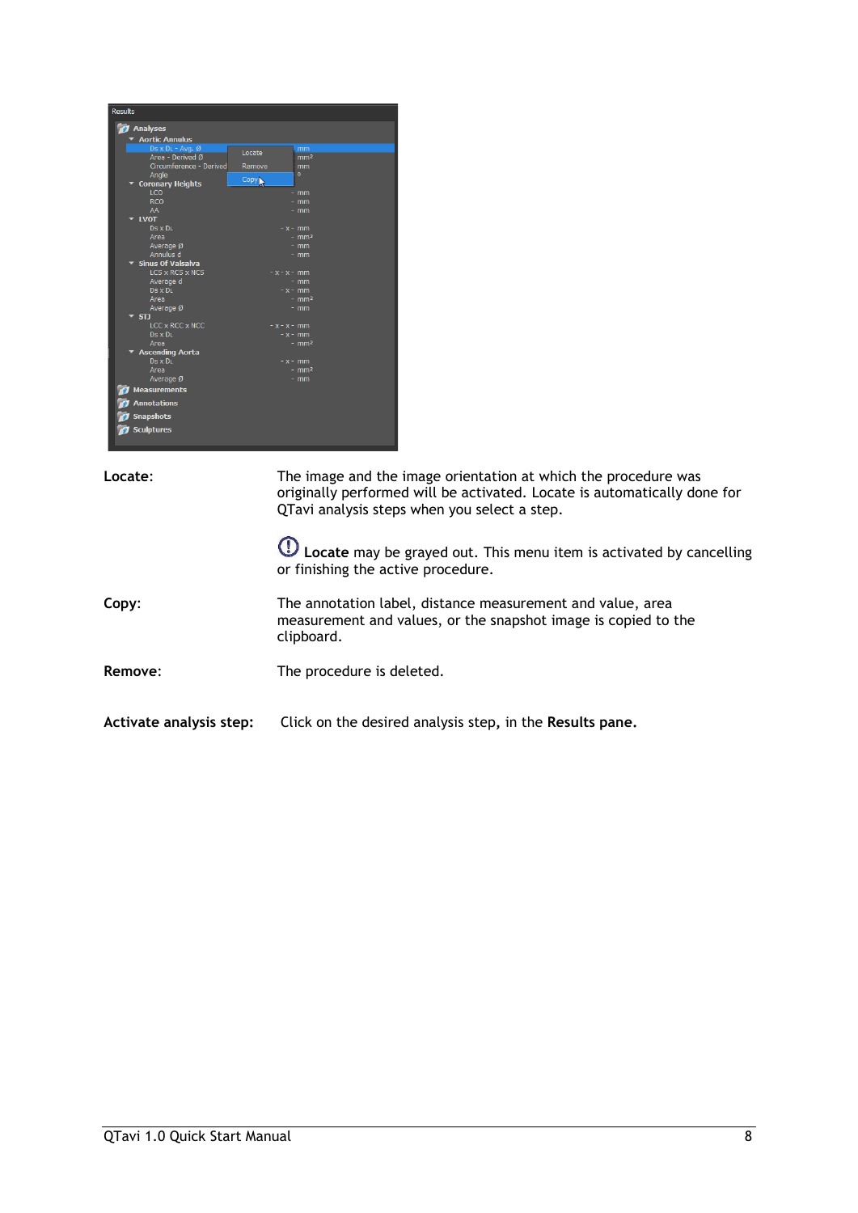**Locate**: The image and the image orientation at which the procedure was originally performed will be activated. Locate is automatically done for QTavi analysis steps when you select a step.

**Locate** may be grayed out. This menu item is activated by cancelling or finishing the active procedure.

**Copy**: The annotation label, distance measurement and value, area measurement and values, or the snapshot image is copied to the clipboard.

**Remove**: The procedure is deleted.

**Activate analysis step:** Click on the desired analysis step, in the **Results pane.**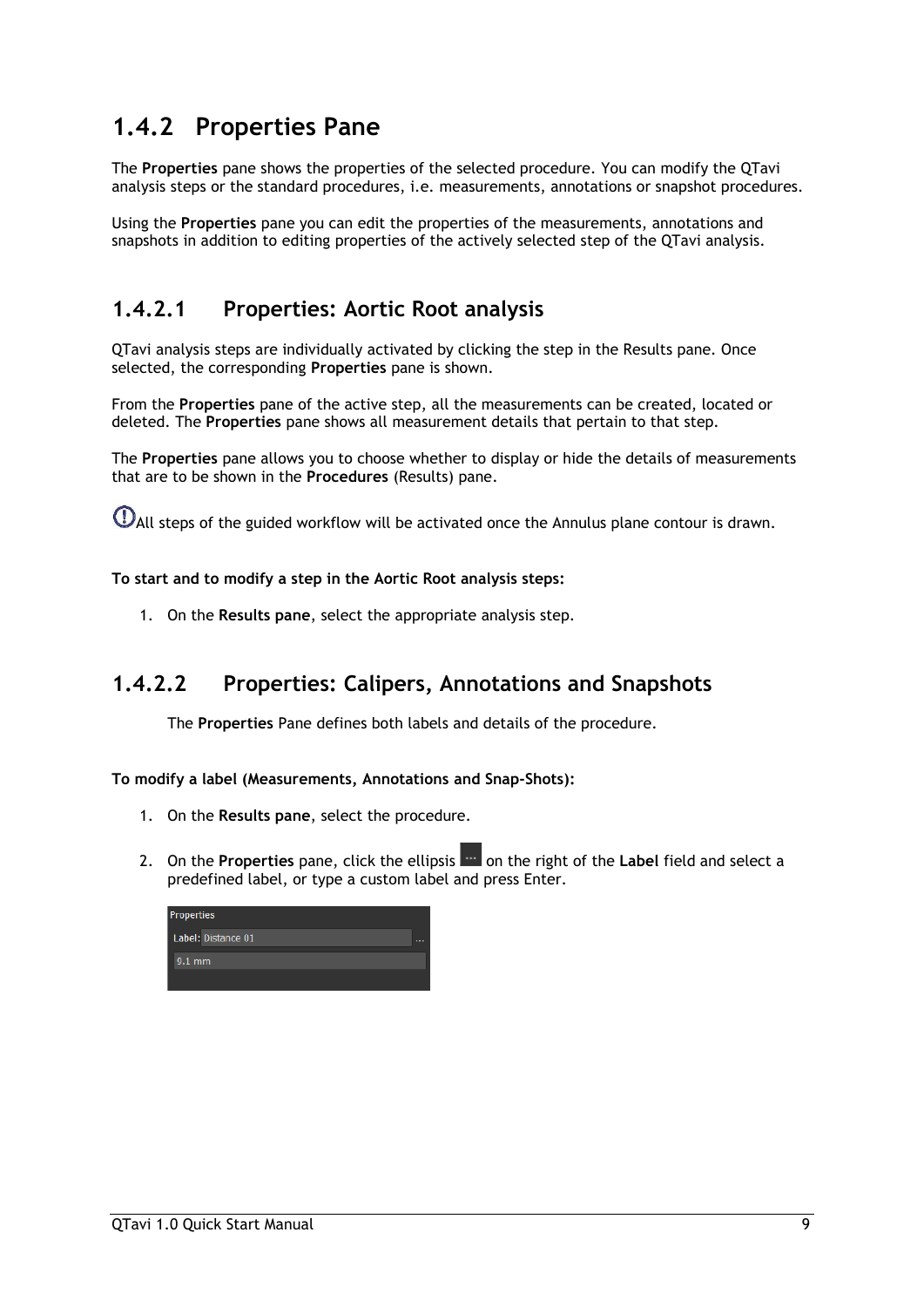## 1.4.2 Properties Pane

The **Properties** pane shows the properties of the selected procedure. You can modify the QTavi analysis steps or the standard procedures, i.e. measurements, annotations or snapshot procedures.

Using the **Properties** pane you can edit the properties of the measurements, annotations and snapshots in addition to editing properties of the actively selected step of the QTavi analysis.

### 1.4.2.1 Properties: Aortic Root analysis

QTavi analysis steps are individually activated by clicking the step in the Results pane. Once selected, the corresponding **Properties** pane is shown.

From the **Properties** pane of the active step, all the measurements can be created, located or deleted. The **Properties** pane shows all measurement details that pertain to that step.

The **Properties** pane allows you to choose whether to display or hide the details of measurements that are to be shown in the **Procedures** (Results) pane.

All steps of the guided workflow will be activated once the Annulus plane contour is drawn.

**To start and to modify a step in the Aortic Root analysis steps:**

1. On the **Results pane**, select the appropriate analysis step.

### 1.4.2.2 Properties: Calipers, Annotations and Snapshots

The **Properties** Pane defines both labels and details of the procedure.

**To modify a label (Measurements, Annotations and Snap-Shots):**

1. On the **Results pane**, select the procedure.
2. On the **Properties** pane, click the ellipsis on the right of the **Label** field and select a predefined label, or type a custom label and press Enter.

Properties
Label: Distance 01 ...
9.1 mm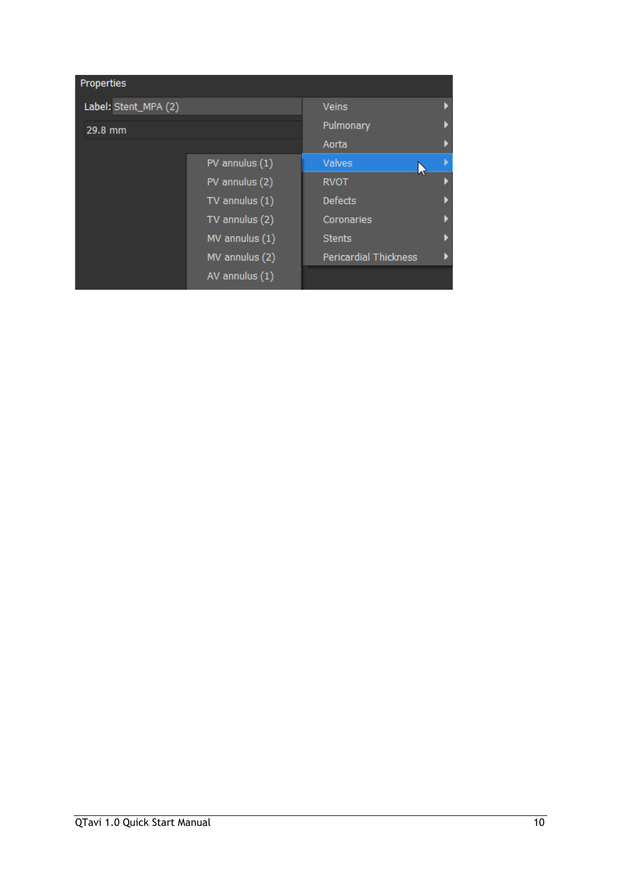Properties

Label: Stent_MPA (2)

29.8 mm

- Veins
- Pulmonary
- Aorta
- Valves
  - PV annulus (1)
  - PV annulus (2)
  - TV annulus (1)
  - TV annulus (2)
  - MV annulus (1)
  - MV annulus (2)
  - AV annulus (1)
- RVOT
- Defects
- Coronaries
- Stents
- Pericardial Thickness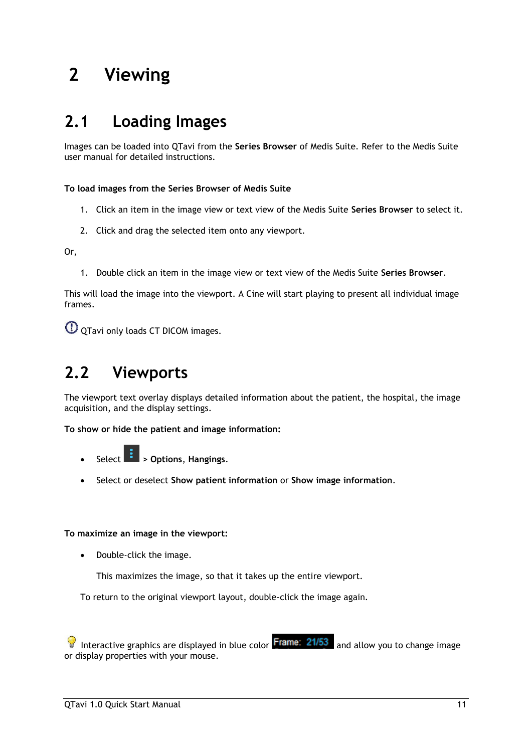# 2 Viewing

## 2.1 Loading Images

Images can be loaded into QTavi from the **Series Browser** of Medis Suite. Refer to the Medis Suite user manual for detailed instructions.

**To load images from the Series Browser of Medis Suite**

1. Click an item in the image view or text view of the Medis Suite **Series Browser** to select it.
2. Click and drag the selected item onto any viewport.

Or,

1. Double click an item in the image view or text view of the Medis Suite **Series Browser**.

This will load the image into the viewport. A Cine will start playing to present all individual image frames.

QTavi only loads CT DICOM images.

## 2.2 Viewports

The viewport text overlay displays detailed information about the patient, the hospital, the image acquisition, and the display settings.

**To show or hide the patient and image information:**

- Select > **Options**, **Hangings**.
- Select or deselect **Show patient information** or **Show image information**.

**To maximize an image in the viewport:**

- Double-click the image.

  This maximizes the image, so that it takes up the entire viewport.

To return to the original viewport layout, double-click the image again.

Interactive graphics are displayed in blue color Frame: 21/53 and allow you to change image or display properties with your mouse.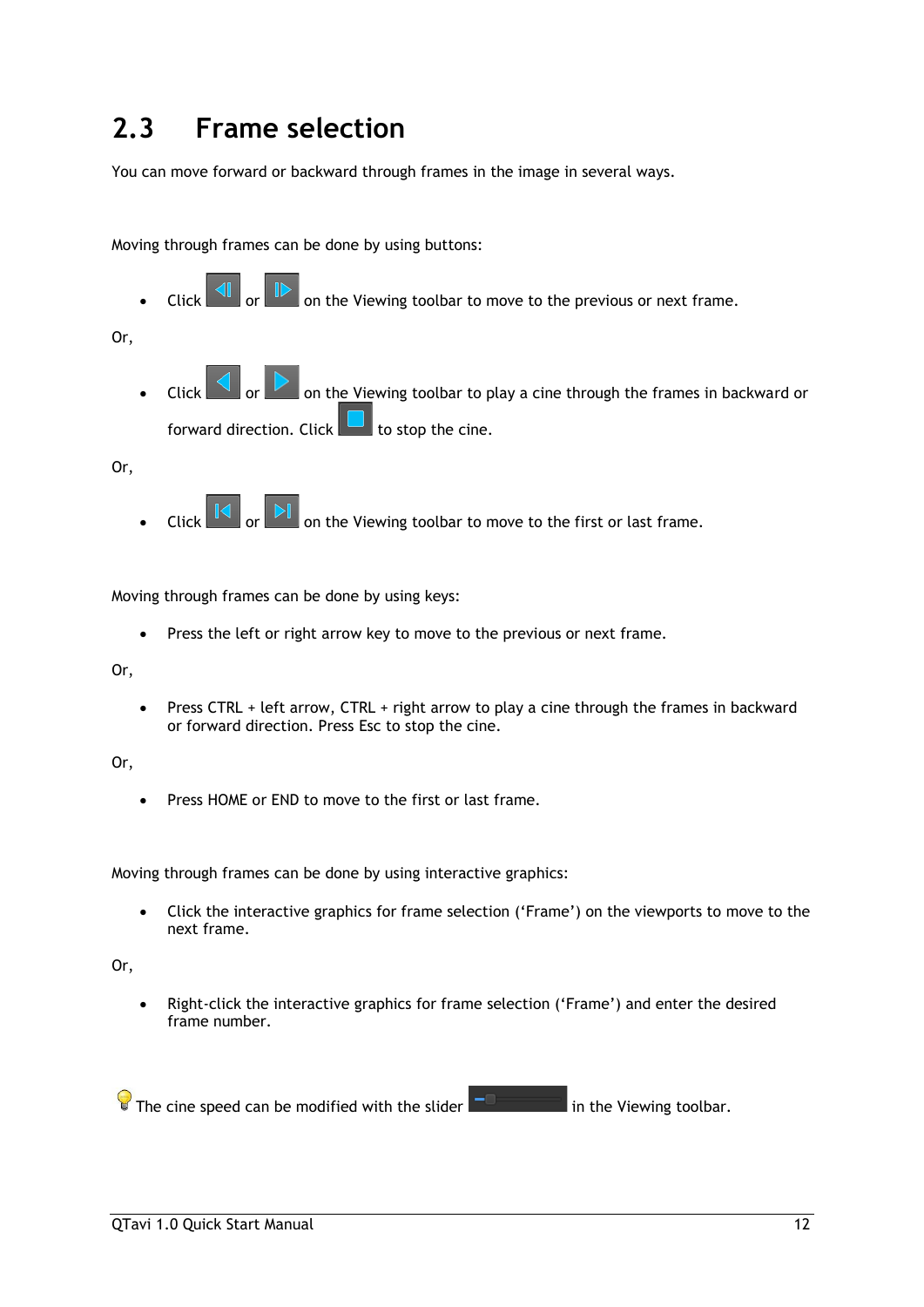## 2.3 Frame selection

You can move forward or backward through frames in the image in several ways.

Moving through frames can be done by using buttons:

- Click or on the Viewing toolbar to move to the previous or next frame.

Or,

- Click or on the Viewing toolbar to play a cine through the frames in backward or forward direction. Click to stop the cine.

Or,

- Click or on the Viewing toolbar to move to the first or last frame.

Moving through frames can be done by using keys:

- Press the left or right arrow key to move to the previous or next frame.

Or,

- Press CTRL + left arrow, CTRL + right arrow to play a cine through the frames in backward or forward direction. Press Esc to stop the cine.

Or,

- Press HOME or END to move to the first or last frame.

Moving through frames can be done by using interactive graphics:

- Click the interactive graphics for frame selection ('Frame') on the viewports to move to the next frame.

Or,

- Right-click the interactive graphics for frame selection ('Frame') and enter the desired frame number.

The cine speed can be modified with the slider in the Viewing toolbar.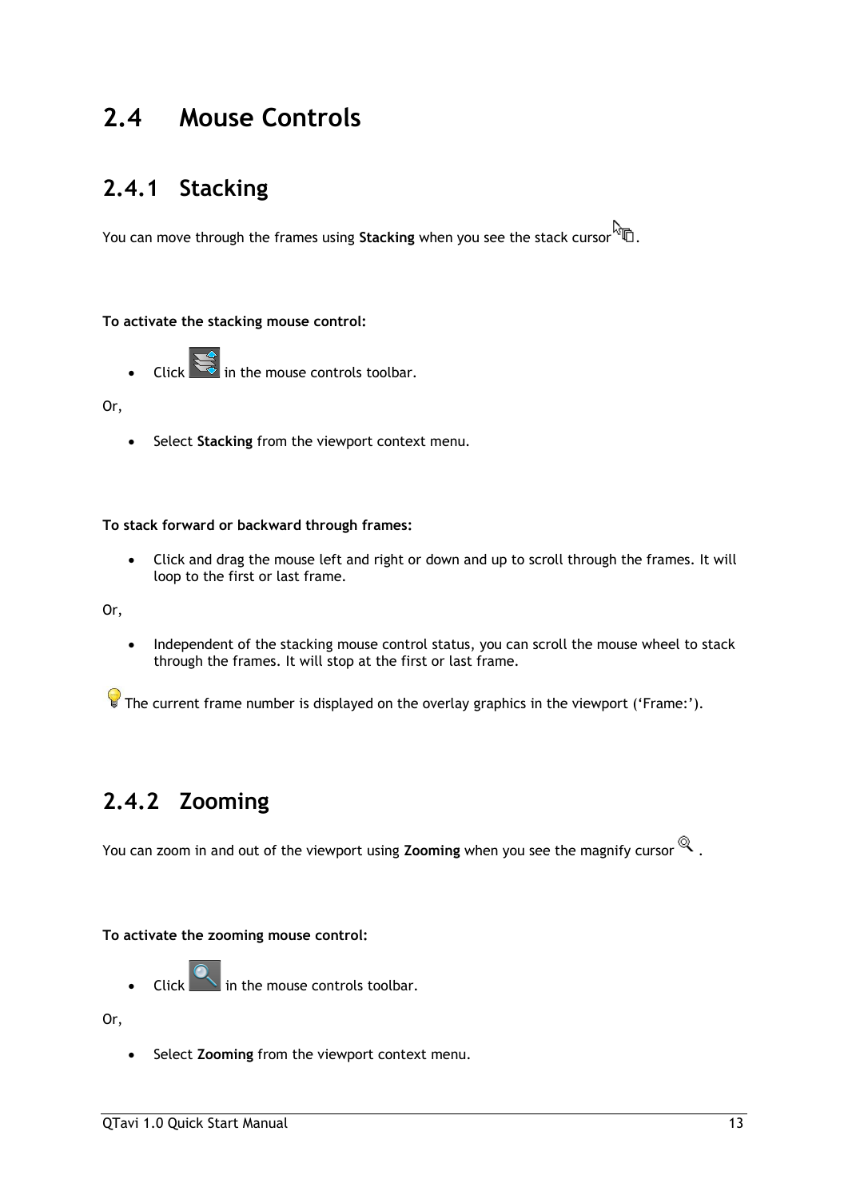## 2.4 Mouse Controls

### 2.4.1 Stacking

You can move through the frames using **Stacking** when you see the stack cursor.

**To activate the stacking mouse control:**

- Click in the mouse controls toolbar.

Or,

- Select **Stacking** from the viewport context menu.

**To stack forward or backward through frames:**

- Click and drag the mouse left and right or down and up to scroll through the frames. It will loop to the first or last frame.

Or,

- Independent of the stacking mouse control status, you can scroll the mouse wheel to stack through the frames. It will stop at the first or last frame.

The current frame number is displayed on the overlay graphics in the viewport ('Frame:').

### 2.4.2 Zooming

You can zoom in and out of the viewport using **Zooming** when you see the magnify cursor .

**To activate the zooming mouse control:**

- Click in the mouse controls toolbar.

Or,

- Select **Zooming** from the viewport context menu.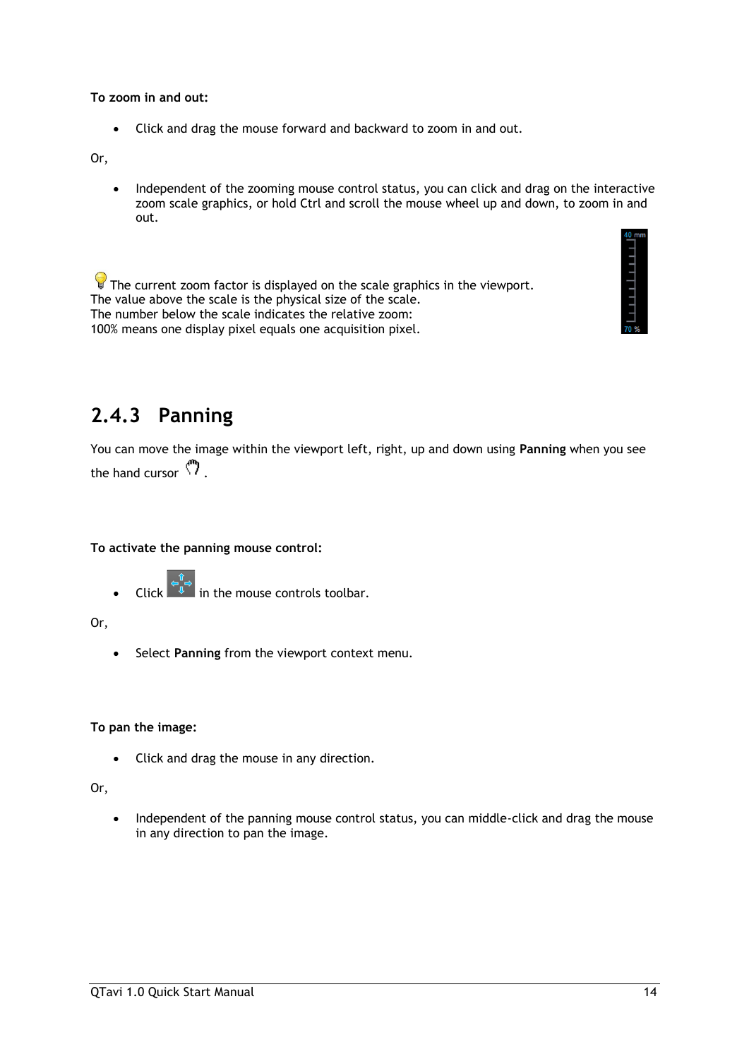**To zoom in and out:**

- Click and drag the mouse forward and backward to zoom in and out.

Or,

- Independent of the zooming mouse control status, you can click and drag on the interactive zoom scale graphics, or hold Ctrl and scroll the mouse wheel up and down, to zoom in and out.

The current zoom factor is displayed on the scale graphics in the viewport.
The value above the scale is the physical size of the scale.
The number below the scale indicates the relative zoom:
100% means one display pixel equals one acquisition pixel.

## 2.4.3 Panning

You can move the image within the viewport left, right, up and down using **Panning** when you see the hand cursor.

**To activate the panning mouse control:**

- Click in the mouse controls toolbar.

Or,

- Select **Panning** from the viewport context menu.

**To pan the image:**

- Click and drag the mouse in any direction.

Or,

- Independent of the panning mouse control status, you can middle-click and drag the mouse in any direction to pan the image.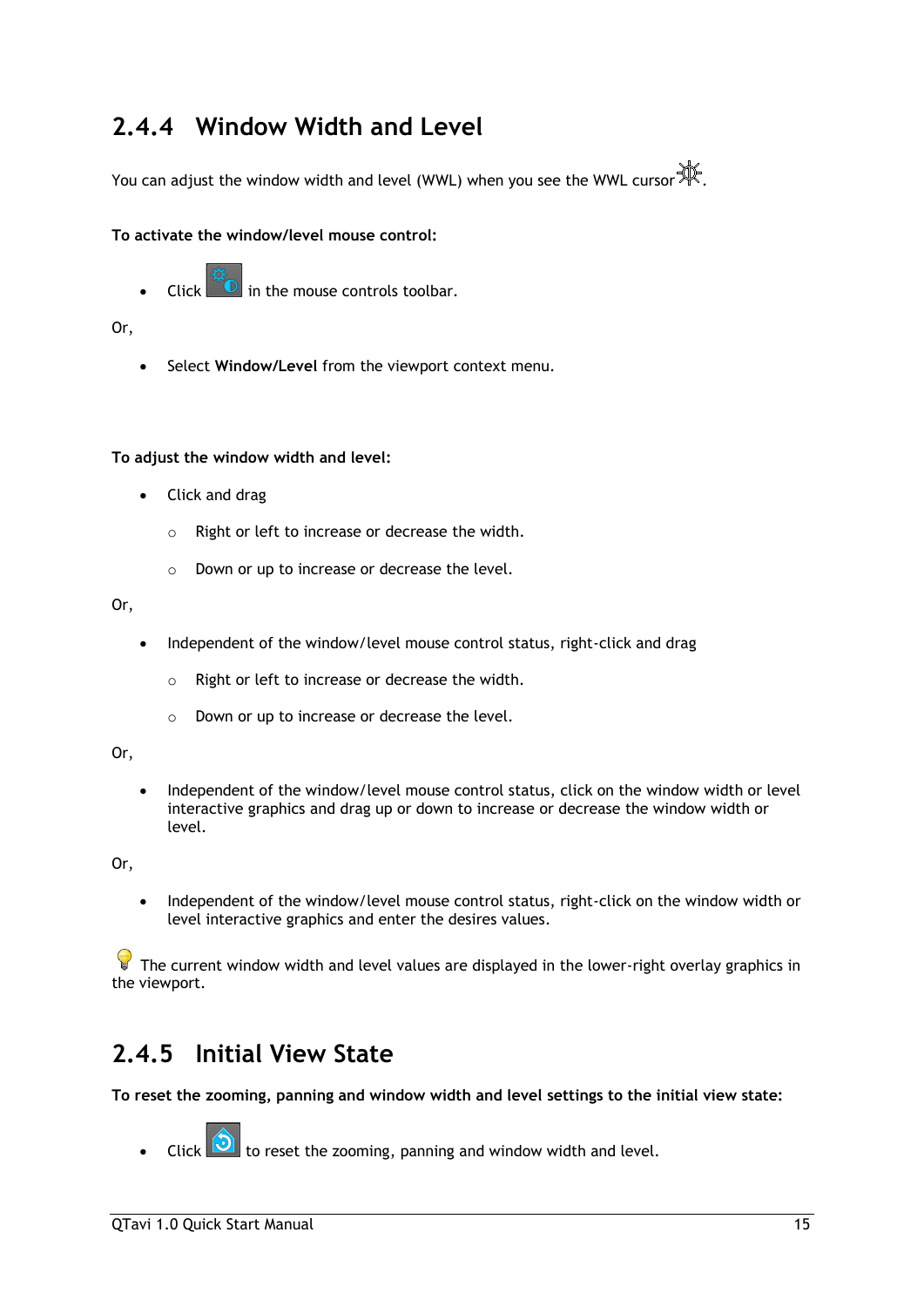## 2.4.4 Window Width and Level

You can adjust the window width and level (WWL) when you see the WWL cursor .

**To activate the window/level mouse control:**

- Click  in the mouse controls toolbar.

Or,

- Select **Window/Level** from the viewport context menu.

**To adjust the window width and level:**

- Click and drag
    - Right or left to increase or decrease the width.
    - Down or up to increase or decrease the level.

Or,

- Independent of the window/level mouse control status, right-click and drag
    - Right or left to increase or decrease the width.
    - Down or up to increase or decrease the level.

Or,

- Independent of the window/level mouse control status, click on the window width or level interactive graphics and drag up or down to increase or decrease the window width or level.

Or,

- Independent of the window/level mouse control status, right-click on the window width or level interactive graphics and enter the desires values.

The current window width and level values are displayed in the lower-right overlay graphics in the viewport.

## 2.4.5 Initial View State

**To reset the zooming, panning and window width and level settings to the initial view state:**

- Click  to reset the zooming, panning and window width and level.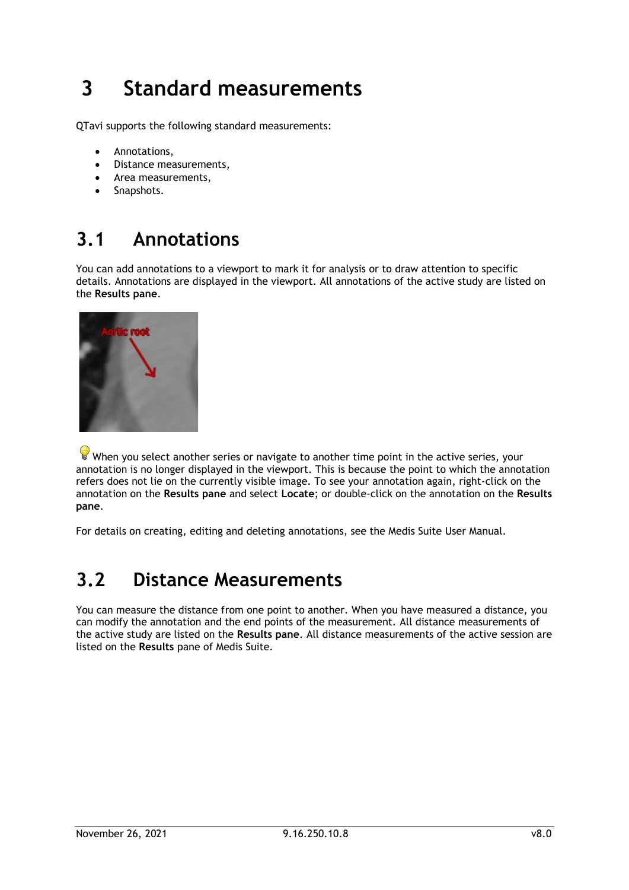# 3 Standard measurements

QTavi supports the following standard measurements:

- Annotations,
- Distance measurements,
- Area measurements,
- Snapshots.

## 3.1 Annotations

You can add annotations to a viewport to mark it for analysis or to draw attention to specific details. Annotations are displayed in the viewport. All annotations of the active study are listed on the **Results pane**.

When you select another series or navigate to another time point in the active series, your annotation is no longer displayed in the viewport. This is because the point to which the annotation refers does not lie on the currently visible image. To see your annotation again, right-click on the annotation on the **Results pane** and select **Locate**; or double-click on the annotation on the **Results pane**.

For details on creating, editing and deleting annotations, see the Medis Suite User Manual.

## 3.2 Distance Measurements

You can measure the distance from one point to another. When you have measured a distance, you can modify the annotation and the end points of the measurement. All distance measurements of the active study are listed on the **Results pane**. All distance measurements of the active session are listed on the **Results** pane of Medis Suite.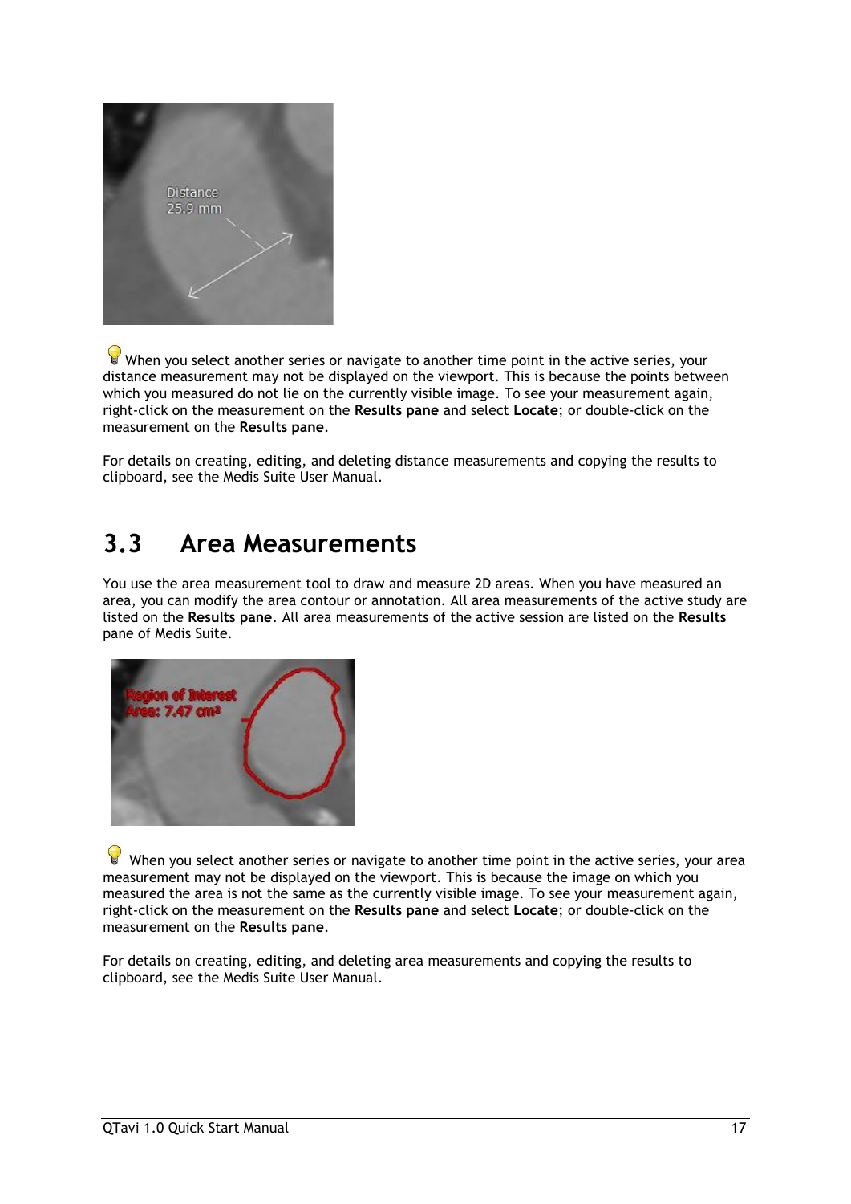When you select another series or navigate to another time point in the active series, your distance measurement may not be displayed on the viewport. This is because the points between which you measured do not lie on the currently visible image. To see your measurement again, right-click on the measurement on the **Results pane** and select **Locate**; or double-click on the measurement on the **Results pane**.

For details on creating, editing, and deleting distance measurements and copying the results to clipboard, see the Medis Suite User Manual.

## 3.3 Area Measurements

You use the area measurement tool to draw and measure 2D areas. When you have measured an area, you can modify the area contour or annotation. All area measurements of the active study are listed on the **Results pane**. All area measurements of the active session are listed on the **Results** pane of Medis Suite.

When you select another series or navigate to another time point in the active series, your area measurement may not be displayed on the viewport. This is because the image on which you measured the area is not the same as the currently visible image. To see your measurement again, right-click on the measurement on the **Results pane** and select **Locate**; or double-click on the measurement on the **Results pane**.

For details on creating, editing, and deleting area measurements and copying the results to clipboard, see the Medis Suite User Manual.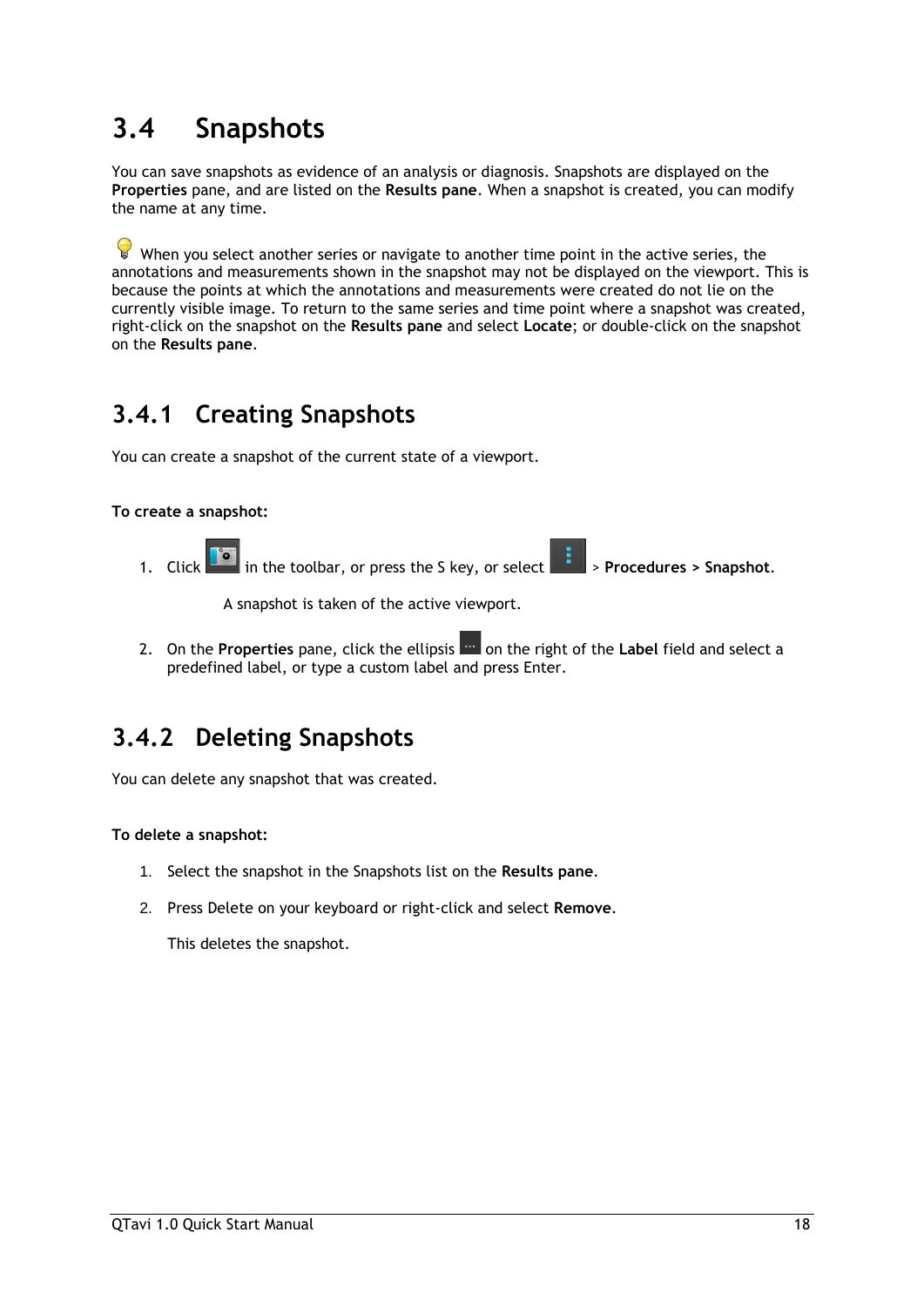## 3.4 Snapshots

You can save snapshots as evidence of an analysis or diagnosis. Snapshots are displayed on the **Properties** pane, and are listed on the **Results pane**. When a snapshot is created, you can modify the name at any time.

When you select another series or navigate to another time point in the active series, the annotations and measurements shown in the snapshot may not be displayed on the viewport. This is because the points at which the annotations and measurements were created do not lie on the currently visible image. To return to the same series and time point where a snapshot was created, right-click on the snapshot on the **Results pane** and select **Locate**; or double-click on the snapshot on the **Results pane**.

### 3.4.1 Creating Snapshots

You can create a snapshot of the current state of a viewport.

**To create a snapshot:**

1. Click in the toolbar, or press the S key, or select > **Procedures > Snapshot**.

   A snapshot is taken of the active viewport.

2. On the **Properties** pane, click the ellipsis on the right of the **Label** field and select a predefined label, or type a custom label and press Enter.

### 3.4.2 Deleting Snapshots

You can delete any snapshot that was created.

**To delete a snapshot:**

1. Select the snapshot in the Snapshots list on the **Results pane**.
2. Press Delete on your keyboard or right-click and select **Remove**.

   This deletes the snapshot.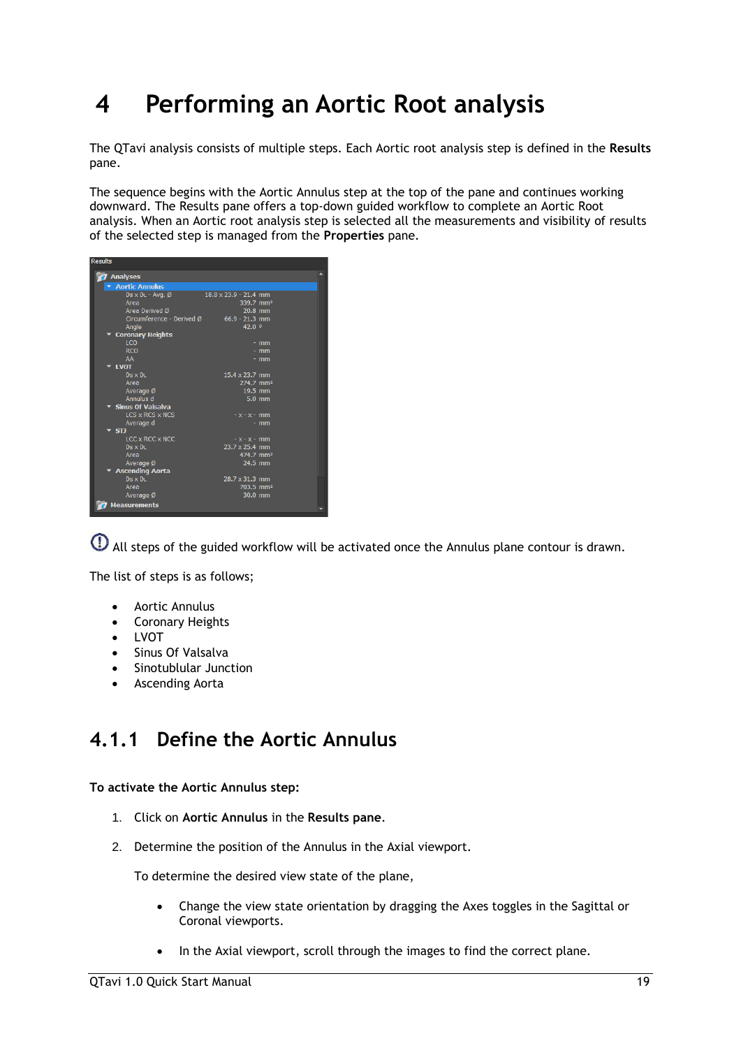# 4 Performing an Aortic Root analysis

The QTavi analysis consists of multiple steps. Each Aortic root analysis step is defined in the **Results** pane.

The sequence begins with the Aortic Annulus step at the top of the pane and continues working downward. The Results pane offers a top-down guided workflow to complete an Aortic Root analysis. When an Aortic root analysis step is selected all the measurements and visibility of results of the selected step is managed from the **Properties** pane.

All steps of the guided workflow will be activated once the Annulus plane contour is drawn.

The list of steps is as follows;

- Aortic Annulus
- Coronary Heights
- LVOT
- Sinus Of Valsalva
- Sinotublular Junction
- Ascending Aorta

## 4.1.1 Define the Aortic Annulus

**To activate the Aortic Annulus step:**

1. Click on **Aortic Annulus** in the **Results pane**.
2. Determine the position of the Annulus in the Axial viewport.

   To determine the desired view state of the plane,

   - Change the view state orientation by dragging the Axes toggles in the Sagittal or Coronal viewports.
   - In the Axial viewport, scroll through the images to find the correct plane.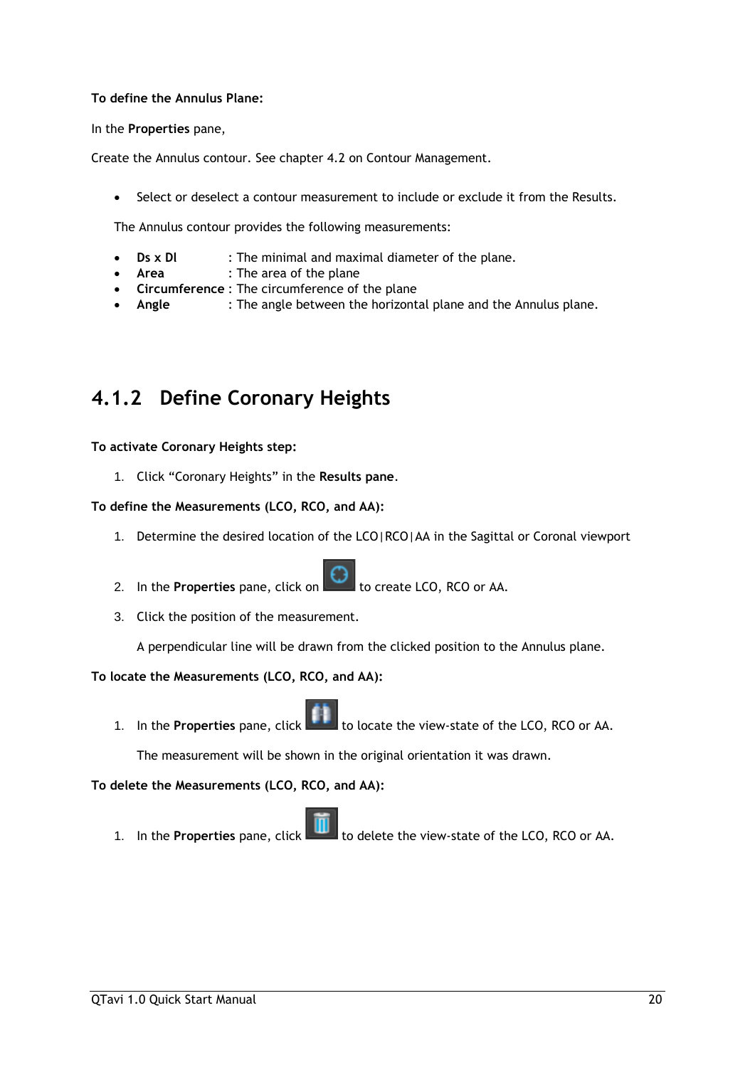**To define the Annulus Plane:**

In the **Properties** pane,

Create the Annulus contour. See chapter 4.2 on Contour Management.

- Select or deselect a contour measurement to include or exclude it from the Results.

The Annulus contour provides the following measurements:

- **Ds x Dl** : The minimal and maximal diameter of the plane.
- **Area** : The area of the plane
- **Circumference** : The circumference of the plane
- **Angle** : The angle between the horizontal plane and the Annulus plane.

## 4.1.2 Define Coronary Heights

**To activate Coronary Heights step:**

1. Click "Coronary Heights" in the **Results pane**.

**To define the Measurements (LCO, RCO, and AA):**

1. Determine the desired location of the LCO|RCO|AA in the Sagittal or Coronal viewport
2. In the **Properties** pane, click on to create LCO, RCO or AA.
3. Click the position of the measurement.

   A perpendicular line will be drawn from the clicked position to the Annulus plane.

**To locate the Measurements (LCO, RCO, and AA):**

1. In the **Properties** pane, click to locate the view-state of the LCO, RCO or AA.

   The measurement will be shown in the original orientation it was drawn.

**To delete the Measurements (LCO, RCO, and AA):**

1. In the **Properties** pane, click to delete the view-state of the LCO, RCO or AA.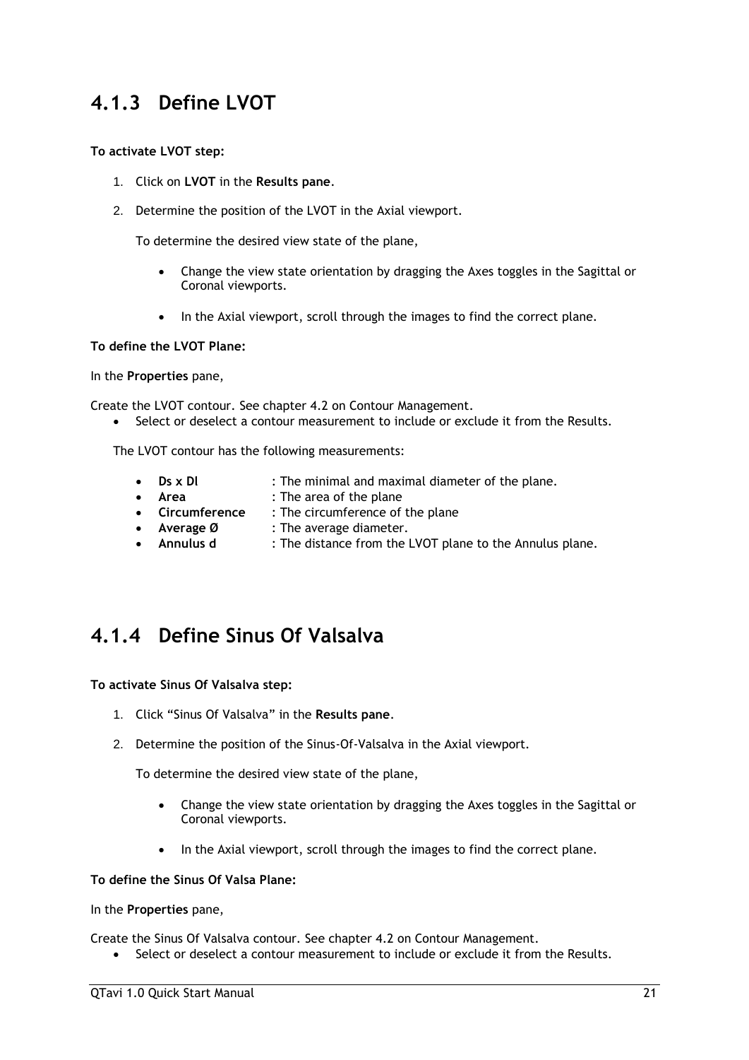## 4.1.3 Define LVOT

**To activate LVOT step:**

1. Click on **LVOT** in the **Results pane**.
2. Determine the position of the LVOT in the Axial viewport.

   To determine the desired view state of the plane,

   - Change the view state orientation by dragging the Axes toggles in the Sagittal or Coronal viewports.
   - In the Axial viewport, scroll through the images to find the correct plane.

**To define the LVOT Plane:**

In the **Properties** pane,

Create the LVOT contour. See chapter 4.2 on Contour Management.

- Select or deselect a contour measurement to include or exclude it from the Results.

The LVOT contour has the following measurements:

- **Ds x Dl** : The minimal and maximal diameter of the plane.
- **Area** : The area of the plane
- **Circumference** : The circumference of the plane
- **Average Ø** : The average diameter.
- **Annulus d** : The distance from the LVOT plane to the Annulus plane.

## 4.1.4 Define Sinus Of Valsalva

**To activate Sinus Of Valsalva step:**

1. Click “Sinus Of Valsalva” in the **Results pane**.
2. Determine the position of the Sinus-Of-Valsalva in the Axial viewport.

   To determine the desired view state of the plane,

   - Change the view state orientation by dragging the Axes toggles in the Sagittal or Coronal viewports.
   - In the Axial viewport, scroll through the images to find the correct plane.

**To define the Sinus Of Valsa Plane:**

In the **Properties** pane,

Create the Sinus Of Valsalva contour. See chapter 4.2 on Contour Management.

- Select or deselect a contour measurement to include or exclude it from the Results.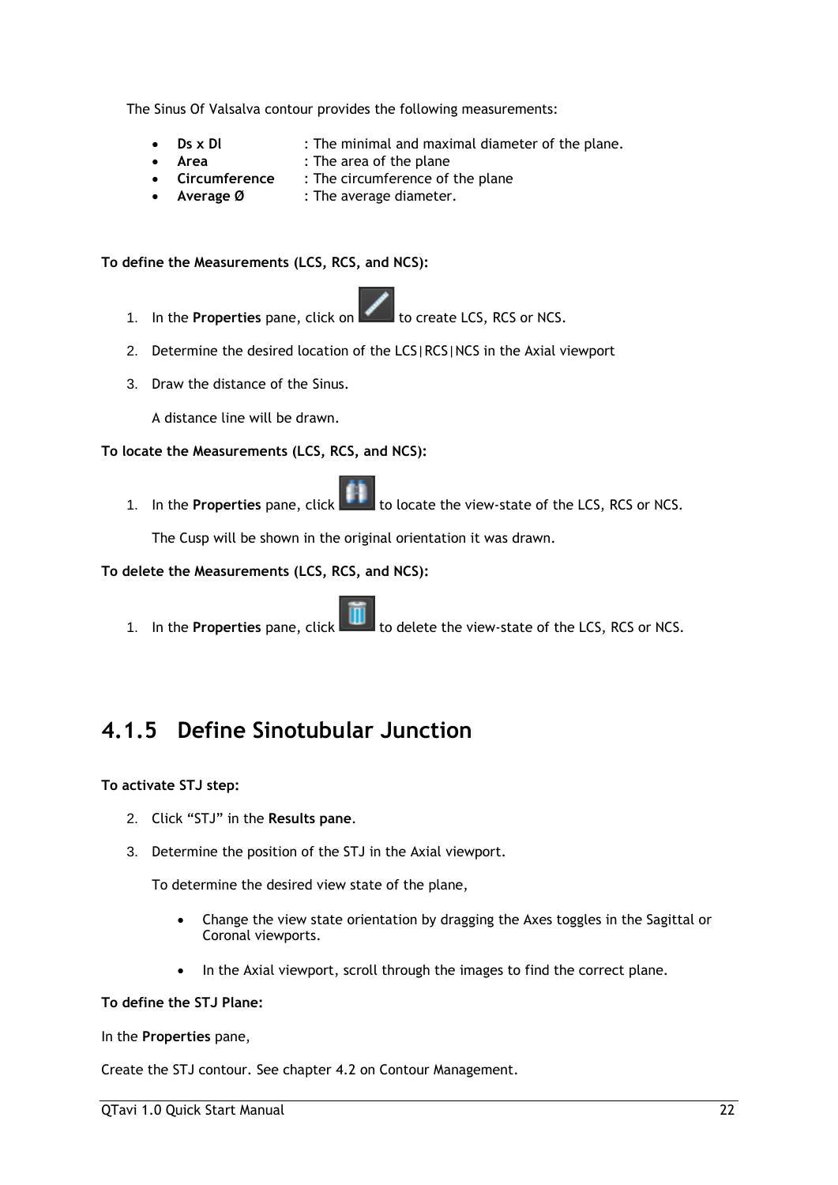The Sinus Of Valsalva contour provides the following measurements:

- **Ds x Dl** : The minimal and maximal diameter of the plane.
- **Area** : The area of the plane
- **Circumference** : The circumference of the plane
- **Average Ø** : The average diameter.

**To define the Measurements (LCS, RCS, and NCS):**

1. In the **Properties** pane, click on  to create LCS, RCS or NCS.
2. Determine the desired location of the LCS|RCS|NCS in the Axial viewport
3. Draw the distance of the Sinus.

   A distance line will be drawn.

**To locate the Measurements (LCS, RCS, and NCS):**

1. In the **Properties** pane, click  to locate the view-state of the LCS, RCS or NCS.

   The Cusp will be shown in the original orientation it was drawn.

**To delete the Measurements (LCS, RCS, and NCS):**

1. In the **Properties** pane, click  to delete the view-state of the LCS, RCS or NCS.

### 4.1.5 Define Sinotubular Junction

**To activate STJ step:**

2. Click “STJ” in the **Results pane**.
3. Determine the position of the STJ in the Axial viewport.

   To determine the desired view state of the plane,

   - Change the view state orientation by dragging the Axes toggles in the Sagittal or Coronal viewports.
   - In the Axial viewport, scroll through the images to find the correct plane.

**To define the STJ Plane:**

In the **Properties** pane,

Create the STJ contour. See chapter 4.2 on Contour Management.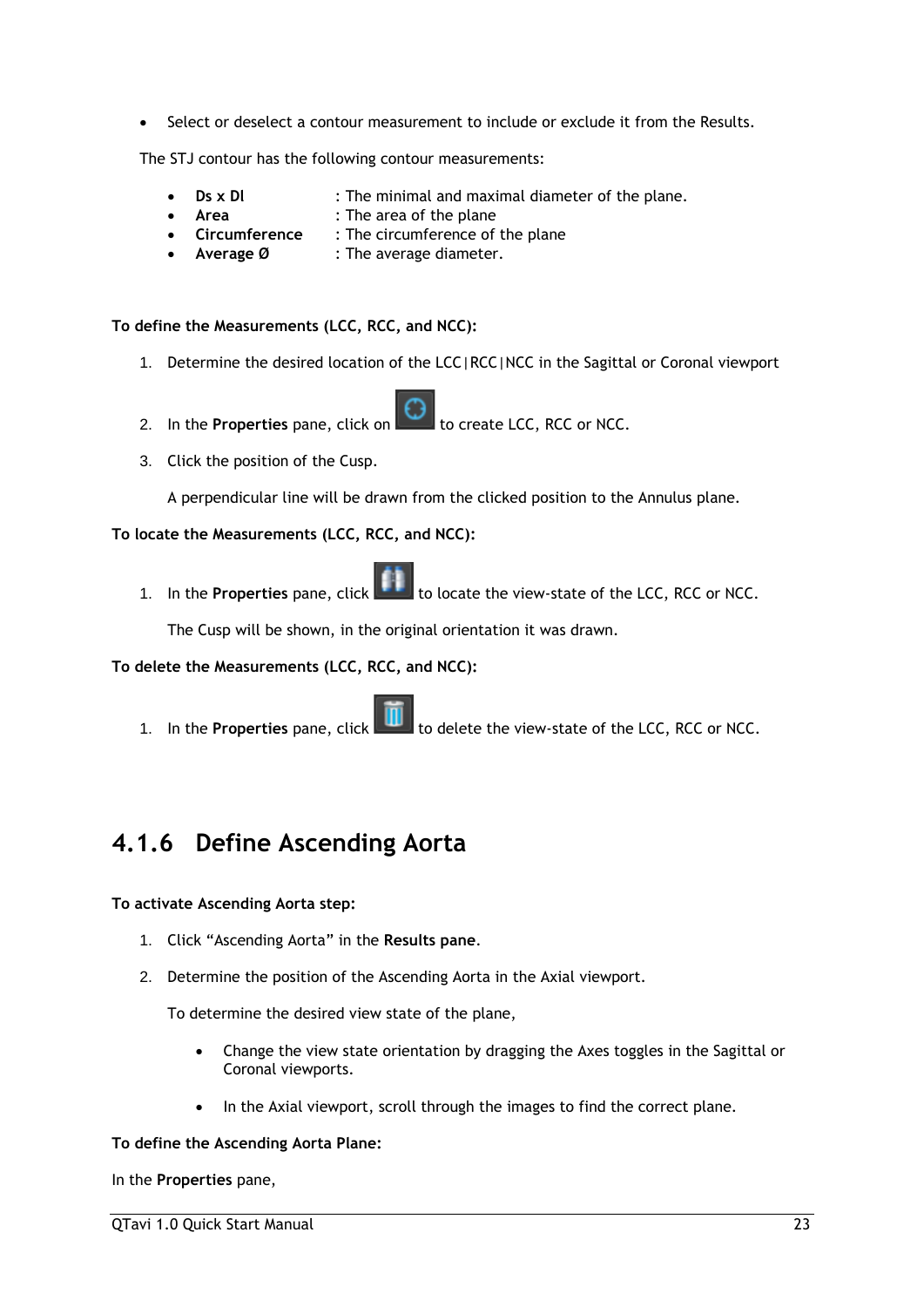- Select or deselect a contour measurement to include or exclude it from the Results.

The STJ contour has the following contour measurements:

- **Ds x Dl** : The minimal and maximal diameter of the plane.
- **Area** : The area of the plane
- **Circumference** : The circumference of the plane
- **Average Ø** : The average diameter.

**To define the Measurements (LCC, RCC, and NCC):**

1. Determine the desired location of the LCC|RCC|NCC in the Sagittal or Coronal viewport
2. In the **Properties** pane, click on to create LCC, RCC or NCC.
3. Click the position of the Cusp.

   A perpendicular line will be drawn from the clicked position to the Annulus plane.

**To locate the Measurements (LCC, RCC, and NCC):**

1. In the **Properties** pane, click to locate the view-state of the LCC, RCC or NCC.

   The Cusp will be shown, in the original orientation it was drawn.

**To delete the Measurements (LCC, RCC, and NCC):**

1. In the **Properties** pane, click to delete the view-state of the LCC, RCC or NCC.

## 4.1.6 Define Ascending Aorta

**To activate Ascending Aorta step:**

1. Click “Ascending Aorta” in the **Results pane**.
2. Determine the position of the Ascending Aorta in the Axial viewport.

   To determine the desired view state of the plane,

   - Change the view state orientation by dragging the Axes toggles in the Sagittal or Coronal viewports.
   - In the Axial viewport, scroll through the images to find the correct plane.

**To define the Ascending Aorta Plane:**

In the **Properties** pane,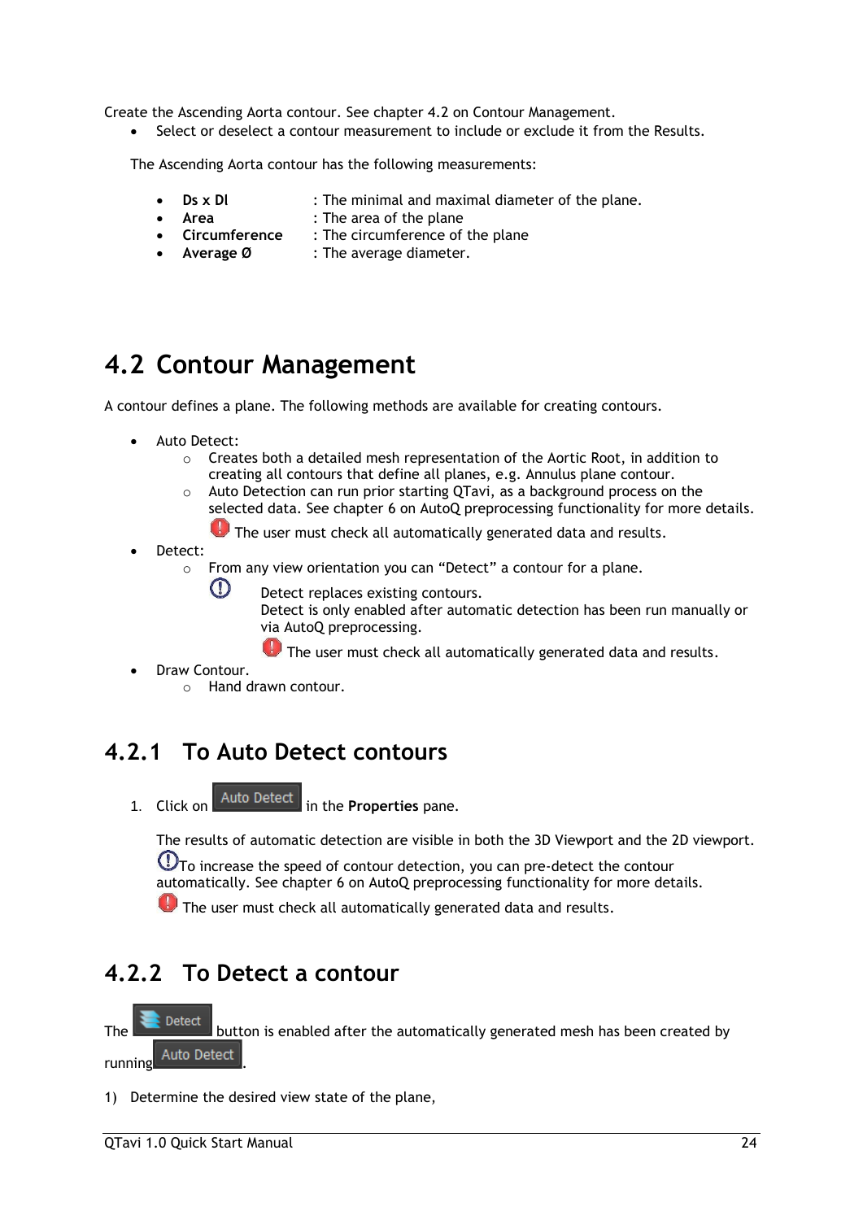Create the Ascending Aorta contour. See chapter 4.2 on Contour Management.

- Select or deselect a contour measurement to include or exclude it from the Results.

The Ascending Aorta contour has the following measurements:

- **Ds x Dl** : The minimal and maximal diameter of the plane.
- **Area** : The area of the plane
- **Circumference** : The circumference of the plane
- **Average Ø** : The average diameter.

## 4.2 Contour Management

A contour defines a plane. The following methods are available for creating contours.

- Auto Detect:
  - Creates both a detailed mesh representation of the Aortic Root, in addition to creating all contours that define all planes, e.g. Annulus plane contour.
  - Auto Detection can run prior starting QTavi, as a background process on the selected data. See chapter 6 on AutoQ preprocessing functionality for more details.

    The user must check all automatically generated data and results.
- Detect:
  - From any view orientation you can "Detect" a contour for a plane.

    Detect replaces existing contours.
    Detect is only enabled after automatic detection has been run manually or via AutoQ preprocessing.

    The user must check all automatically generated data and results.
- Draw Contour.
  - Hand drawn contour.

### 4.2.1 To Auto Detect contours

1. Click on Auto Detect in the **Properties** pane.

   The results of automatic detection are visible in both the 3D Viewport and the 2D viewport.

   To increase the speed of contour detection, you can pre-detect the contour automatically. See chapter 6 on AutoQ preprocessing functionality for more details.

   The user must check all automatically generated data and results.

### 4.2.2 To Detect a contour

The Detect button is enabled after the automatically generated mesh has been created by running Auto Detect.

1) Determine the desired view state of the plane,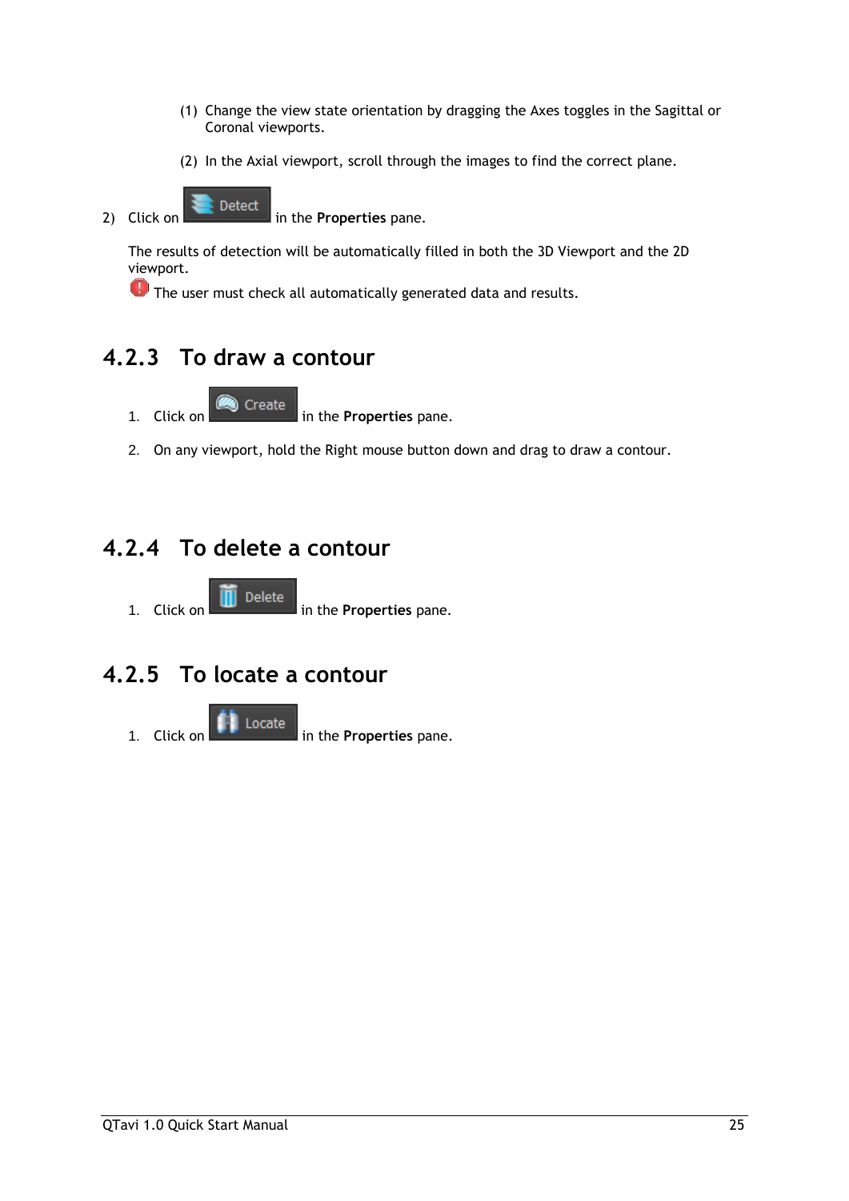(1) Change the view state orientation by dragging the Axes toggles in the Sagittal or Coronal viewports.

(2) In the Axial viewport, scroll through the images to find the correct plane.

2) Click on Detect in the **Properties** pane.

The results of detection will be automatically filled in both the 3D Viewport and the 2D viewport.

The user must check all automatically generated data and results.

### 4.2.3 To draw a contour

1. Click on Create in the **Properties** pane.
2. On any viewport, hold the Right mouse button down and drag to draw a contour.

### 4.2.4 To delete a contour

1. Click on Delete in the **Properties** pane.

### 4.2.5 To locate a contour

1. Click on Locate in the **Properties** pane.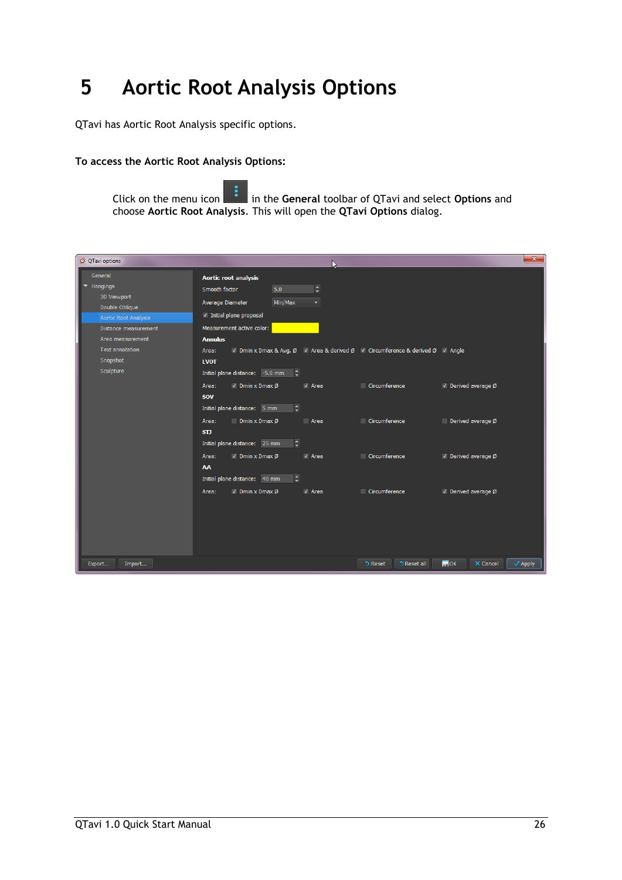# 5 Aortic Root Analysis Options

QTavi has Aortic Root Analysis specific options.

**To access the Aortic Root Analysis Options:**

Click on the menu icon in the **General** toolbar of QTavi and select **Options** and choose **Aortic Root Analysis**. This will open the **QTavi Options** dialog.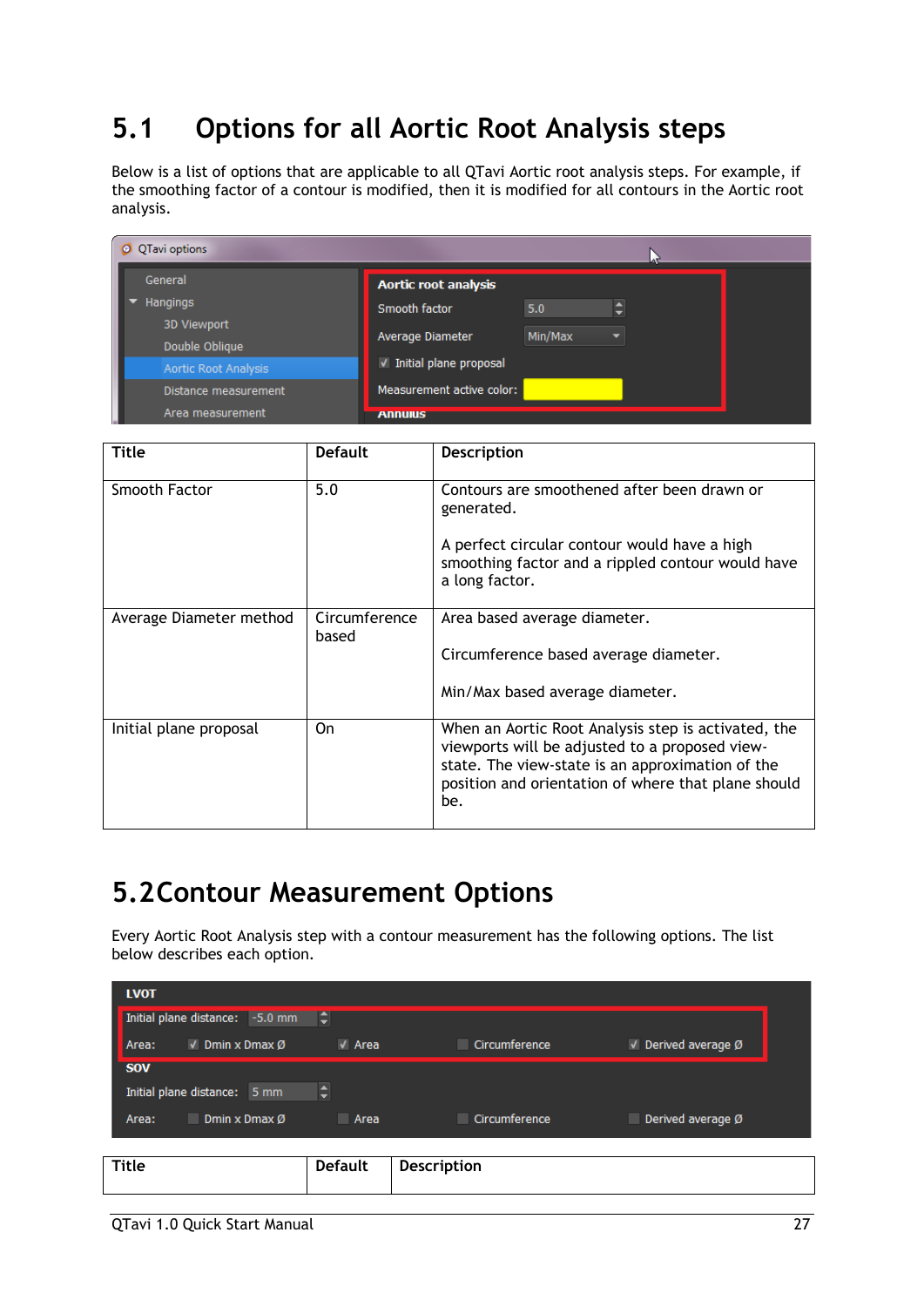## 5.1 Options for all Aortic Root Analysis steps

Below is a list of options that are applicable to all QTavi Aortic root analysis steps. For example, if the smoothing factor of a contour is modified, then it is modified for all contours in the Aortic root analysis.

| Title | Default | Description |
|---|---|---|
| Smooth Factor | 5.0 | Contours are smoothened after been drawn or generated.<br><br>A perfect circular contour would have a high smoothing factor and a rippled contour would have a long factor. |
| Average Diameter method | Circumference based | Area based average diameter.<br><br>Circumference based average diameter.<br><br>Min/Max based average diameter. |
| Initial plane proposal | On | When an Aortic Root Analysis step is activated, the viewports will be adjusted to a proposed view-state. The view-state is an approximation of the position and orientation of where that plane should be. |

## 5.2 Contour Measurement Options

Every Aortic Root Analysis step with a contour measurement has the following options. The list below describes each option.

| Title | Default | Description |
|---|---|---|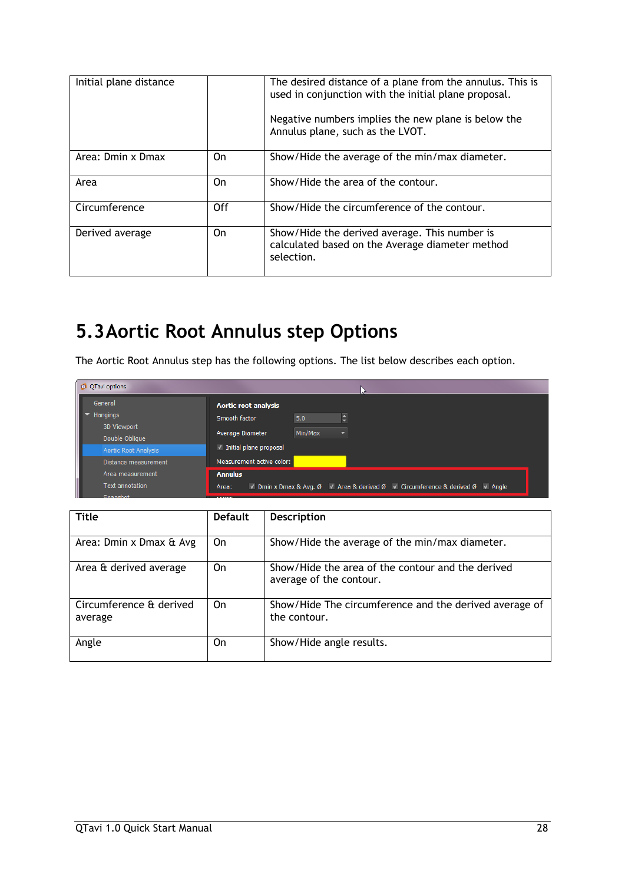| Initial plane distance | | The desired distance of a plane from the annulus. This is used in conjunction with the initial plane proposal.<br><br>Negative numbers implies the new plane is below the Annulus plane, such as the LVOT. |
|---|---|---|
| Area: Dmin x Dmax | On | Show/Hide the average of the min/max diameter. |
| Area | On | Show/Hide the area of the contour. |
| Circumference | Off | Show/Hide the circumference of the contour. |
| Derived average | On | Show/Hide the derived average. This number is calculated based on the Average diameter method selection. |

## 5.3 Aortic Root Annulus step Options

The Aortic Root Annulus step has the following options. The list below describes each option.

| Title | Default | Description |
|---|---|---|
| Area: Dmin x Dmax & Avg | On | Show/Hide the average of the min/max diameter. |
| Area & derived average | On | Show/Hide the area of the contour and the derived average of the contour. |
| Circumference & derived average | On | Show/Hide The circumference and the derived average of the contour. |
| Angle | On | Show/Hide angle results. |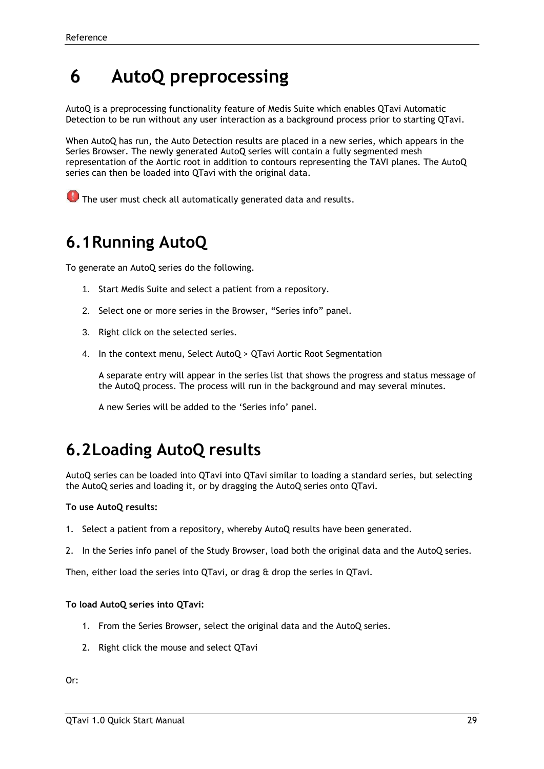# 6 AutoQ preprocessing

AutoQ is a preprocessing functionality feature of Medis Suite which enables QTavi Automatic Detection to be run without any user interaction as a background process prior to starting QTavi.

When AutoQ has run, the Auto Detection results are placed in a new series, which appears in the Series Browser. The newly generated AutoQ series will contain a fully segmented mesh representation of the Aortic root in addition to contours representing the TAVI planes. The AutoQ series can then be loaded into QTavi with the original data.

The user must check all automatically generated data and results.

## 6.1 Running AutoQ

To generate an AutoQ series do the following.

1. Start Medis Suite and select a patient from a repository.
2. Select one or more series in the Browser, “Series info” panel.
3. Right click on the selected series.
4. In the context menu, Select AutoQ > QTavi Aortic Root Segmentation

   A separate entry will appear in the series list that shows the progress and status message of the AutoQ process. The process will run in the background and may several minutes.

   A new Series will be added to the ‘Series info’ panel.

## 6.2 Loading AutoQ results

AutoQ series can be loaded into QTavi into QTavi similar to loading a standard series, but selecting the AutoQ series and loading it, or by dragging the AutoQ series onto QTavi.

**To use AutoQ results:**

1. Select a patient from a repository, whereby AutoQ results have been generated.
2. In the Series info panel of the Study Browser, load both the original data and the AutoQ series.

Then, either load the series into QTavi, or drag & drop the series in QTavi.

**To load AutoQ series into QTavi:**

1. From the Series Browser, select the original data and the AutoQ series.
2. Right click the mouse and select QTavi

Or: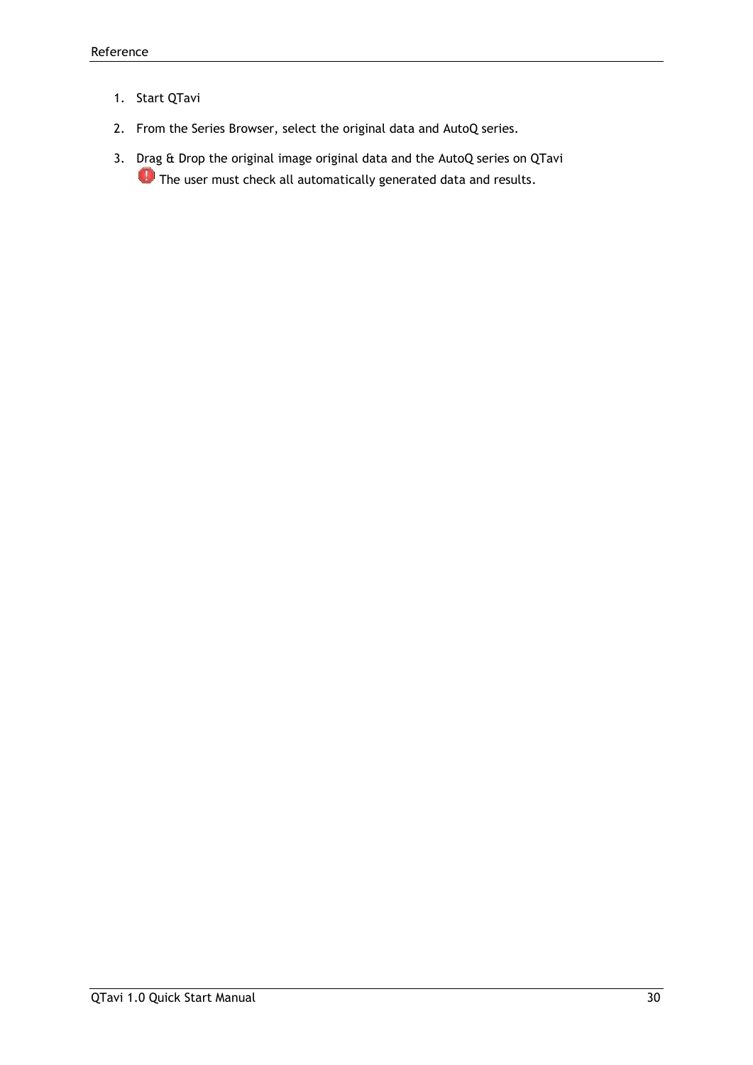1. Start QTavi
2. From the Series Browser, select the original data and AutoQ series.
3. Drag & Drop the original image original data and the AutoQ series on QTavi
   The user must check all automatically generated data and results.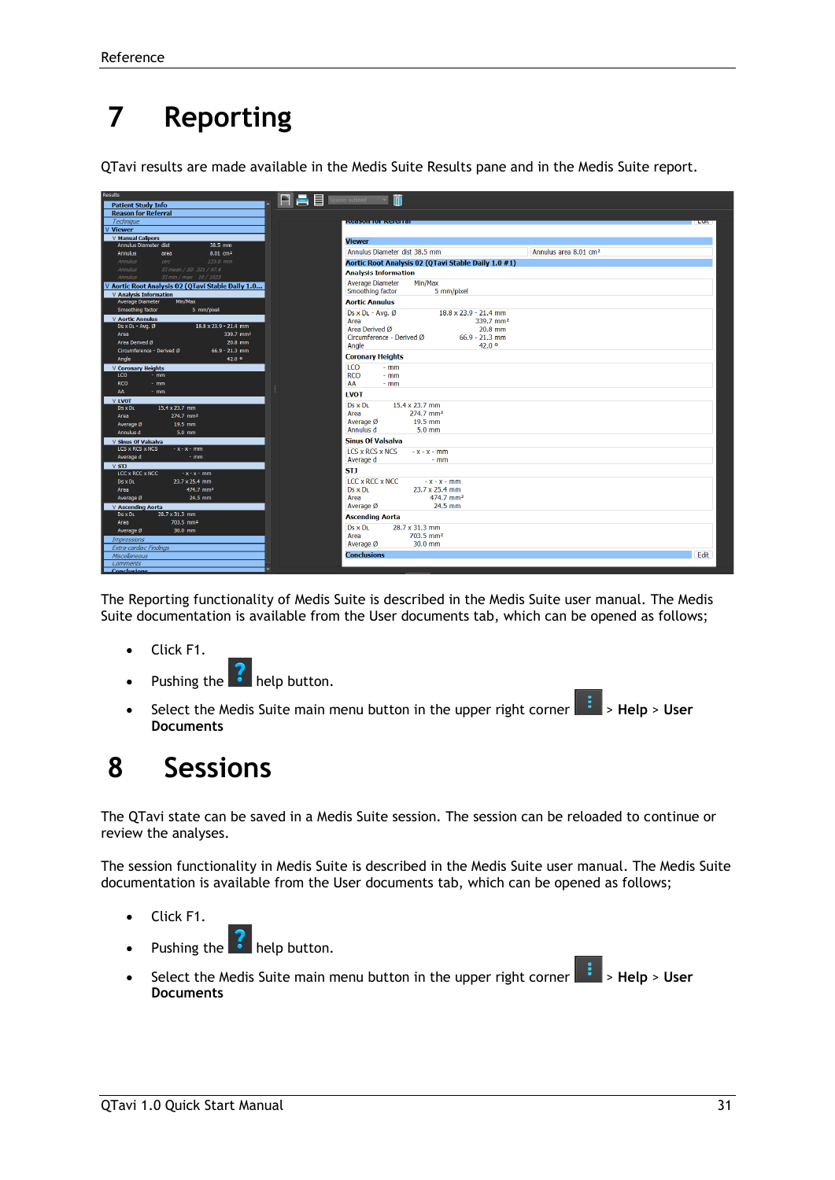# 7 Reporting

QTavi results are made available in the Medis Suite Results pane and in the Medis Suite report.

The Reporting functionality of Medis Suite is described in the Medis Suite user manual. The Medis Suite documentation is available from the User documents tab, which can be opened as follows;

- Click F1.
- Pushing the help button.
- Select the Medis Suite main menu button in the upper right corner > **Help** > **User Documents**

# 8 Sessions

The QTavi state can be saved in a Medis Suite session. The session can be reloaded to continue or review the analyses.

The session functionality in Medis Suite is described in the Medis Suite user manual. The Medis Suite documentation is available from the User documents tab, which can be opened as follows;

- Click F1.
- Pushing the help button.
- Select the Medis Suite main menu button in the upper right corner > **Help** > **User Documents**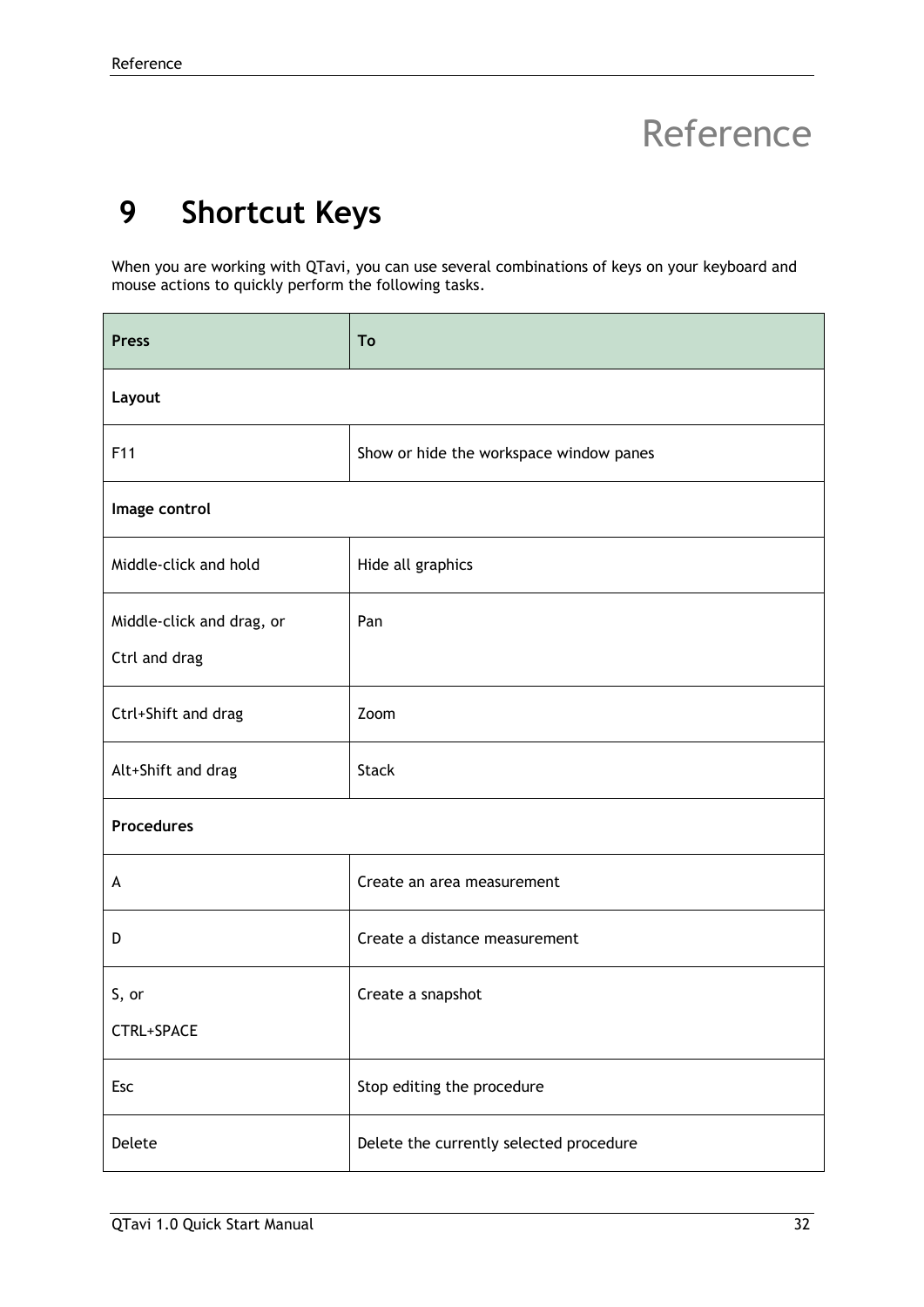# Reference

## 9 Shortcut Keys

When you are working with QTavi, you can use several combinations of keys on your keyboard and mouse actions to quickly perform the following tasks.

| Press | To |
|---|---|
| **Layout** | |
| F11 | Show or hide the workspace window panes |
| **Image control** | |
| Middle-click and hold | Hide all graphics |
| Middle-click and drag, or<br>Ctrl and drag | Pan |
| Ctrl+Shift and drag | Zoom |
| Alt+Shift and drag | Stack |
| **Procedures** | |
| A | Create an area measurement |
| D | Create a distance measurement |
| S, or<br>CTRL+SPACE | Create a snapshot |
| Esc | Stop editing the procedure |
| Delete | Delete the currently selected procedure |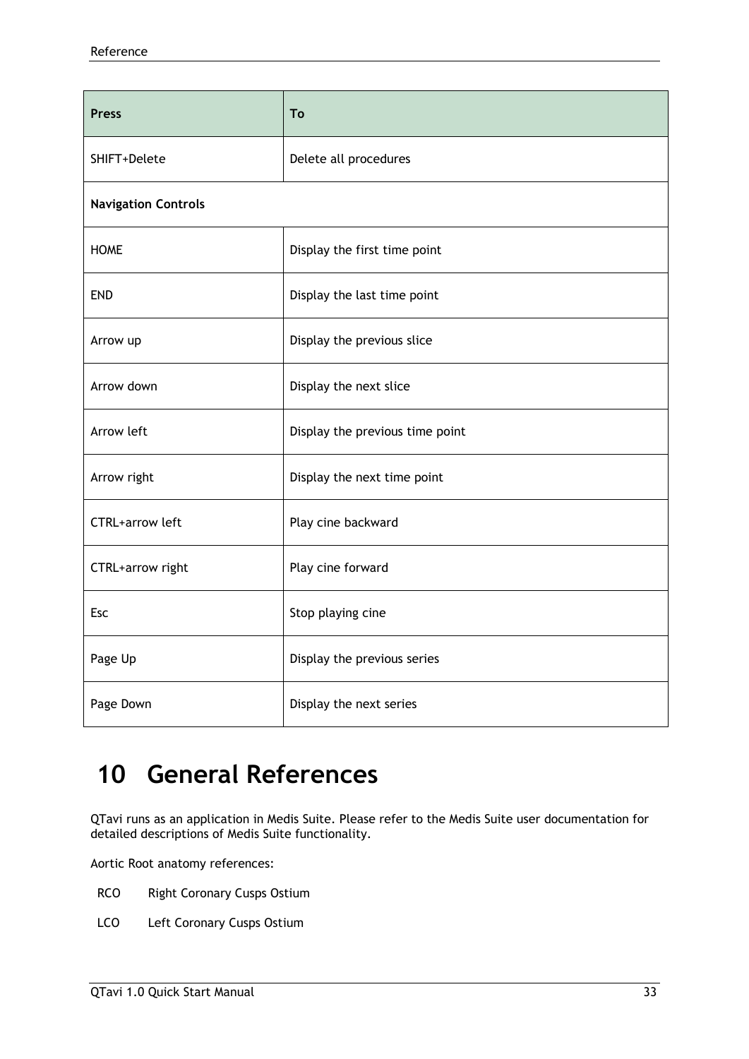| Press | To |
|---|---|
| SHIFT+Delete | Delete all procedures |
| **Navigation Controls** | |
| HOME | Display the first time point |
| END | Display the last time point |
| Arrow up | Display the previous slice |
| Arrow down | Display the next slice |
| Arrow left | Display the previous time point |
| Arrow right | Display the next time point |
| CTRL+arrow left | Play cine backward |
| CTRL+arrow right | Play cine forward |
| Esc | Stop playing cine |
| Page Up | Display the previous series |
| Page Down | Display the next series |

# 10 General References

QTavi runs as an application in Medis Suite. Please refer to the Medis Suite user documentation for detailed descriptions of Medis Suite functionality.

Aortic Root anatomy references:

RCO Right Coronary Cusps Ostium

LCO Left Coronary Cusps Ostium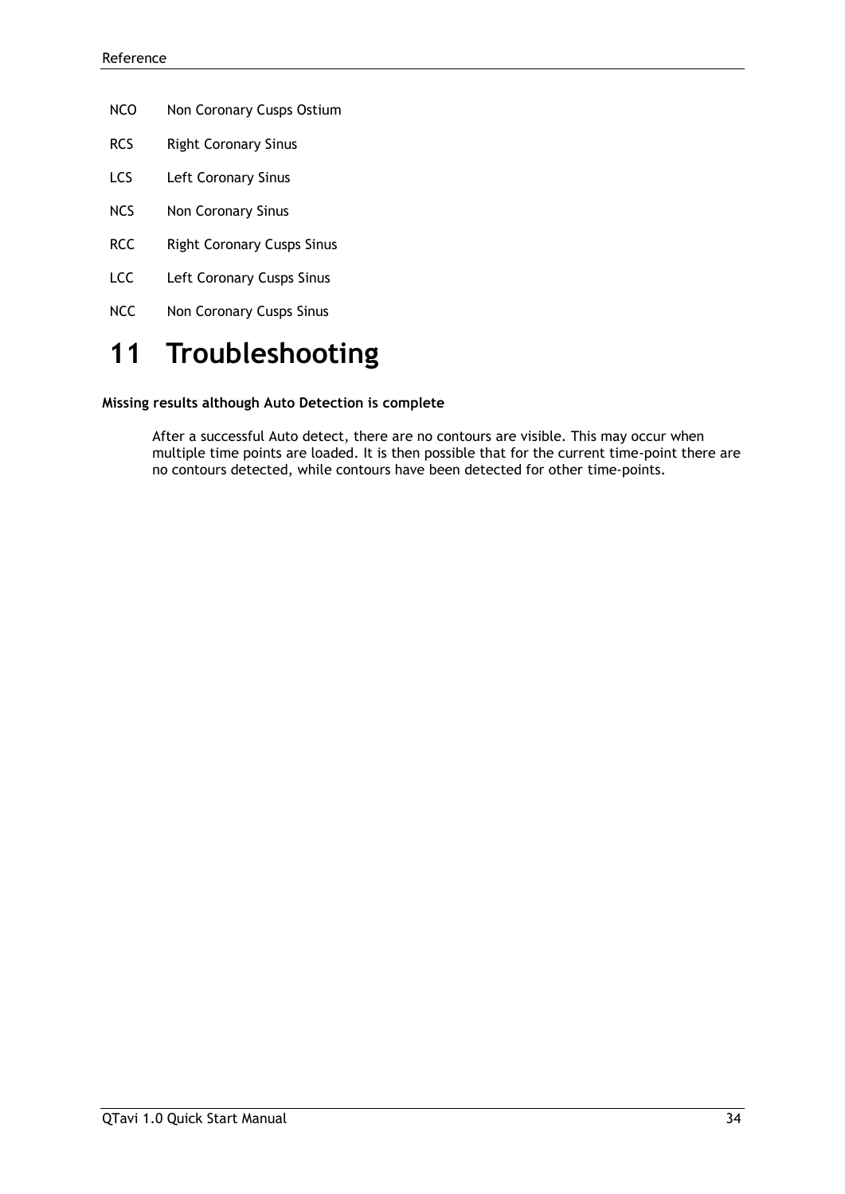| | |
|---|---|
| NCO | Non Coronary Cusps Ostium |
| RCS | Right Coronary Sinus |
| LCS | Left Coronary Sinus |
| NCS | Non Coronary Sinus |
| RCC | Right Coronary Cusps Sinus |
| LCC | Left Coronary Cusps Sinus |
| NCC | Non Coronary Cusps Sinus |

# 11 Troubleshooting

**Missing results although Auto Detection is complete**

After a successful Auto detect, there are no contours are visible. This may occur when multiple time points are loaded. It is then possible that for the current time-point there are no contours detected, while contours have been detected for other time-points.